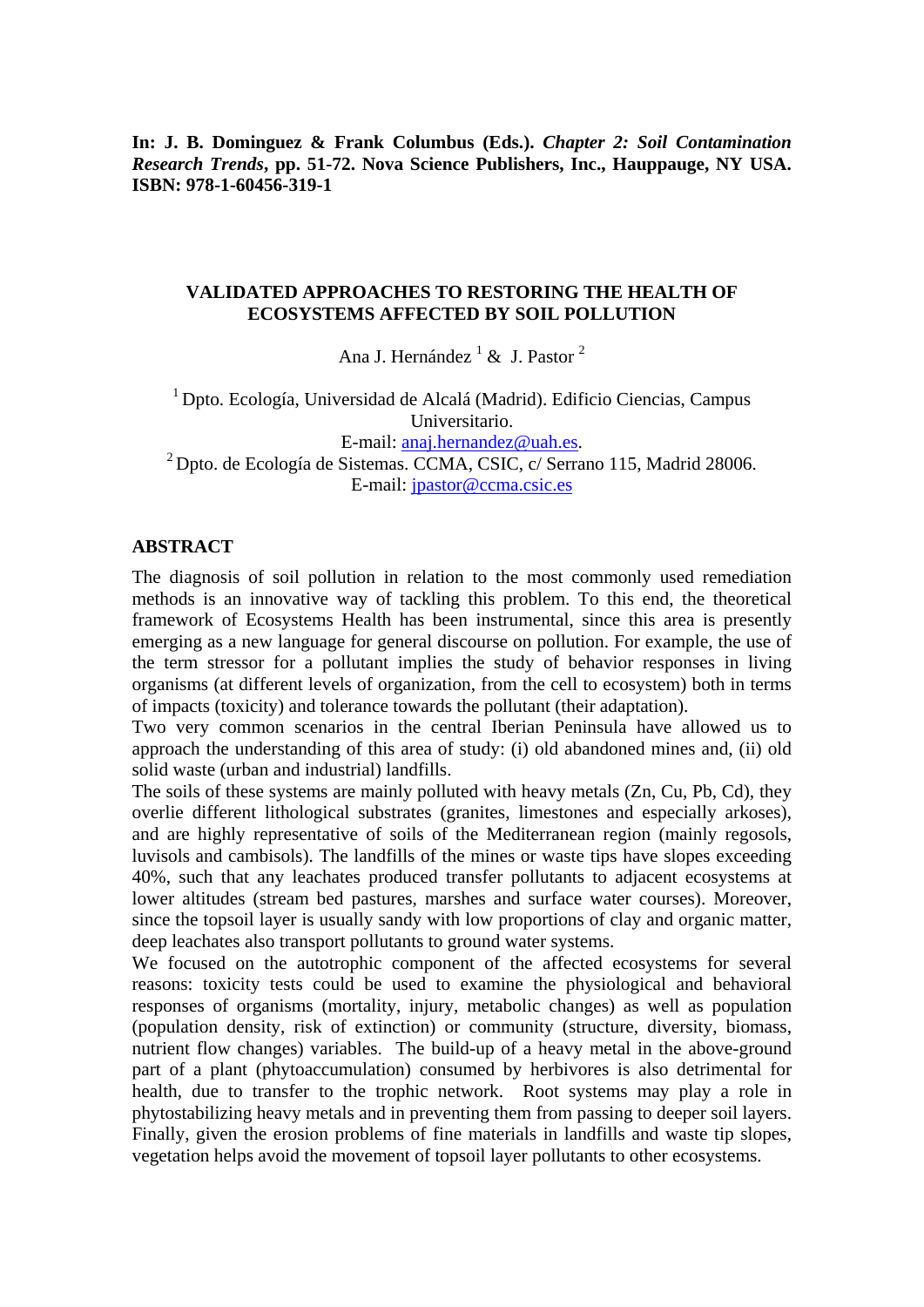**In: J. B. Dominguez & Frank Columbus (Eds.). *Chapter 2: Soil Contamination Research Trends*, pp. 51-72. Nova Science Publishers, Inc., Hauppauge, NY USA. ISBN: 978-1-60456-319-1**

# VALIDATED APPROACHES TO RESTORING THE HEALTH OF ECOSYSTEMS AFFECTED BY SOIL POLLUTION

Ana J. Hernández [1] & J. Pastor [2]

[1] Dpto. Ecología, Universidad de Alcalá (Madrid). Edificio Ciencias, Campus Universitario.
E-mail: anaj.hernandez@uah.es.
[2] Dpto. de Ecología de Sistemas. CCMA, CSIC, c/ Serrano 115, Madrid 28006.
E-mail: jpastor@ccma.csic.es

## ABSTRACT

The diagnosis of soil pollution in relation to the most commonly used remediation methods is an innovative way of tackling this problem. To this end, the theoretical framework of Ecosystems Health has been instrumental, since this area is presently emerging as a new language for general discourse on pollution. For example, the use of the term stressor for a pollutant implies the study of behavior responses in living organisms (at different levels of organization, from the cell to ecosystem) both in terms of impacts (toxicity) and tolerance towards the pollutant (their adaptation).

Two very common scenarios in the central Iberian Peninsula have allowed us to approach the understanding of this area of study: (i) old abandoned mines and, (ii) old solid waste (urban and industrial) landfills.

The soils of these systems are mainly polluted with heavy metals (Zn, Cu, Pb, Cd), they overlie different lithological substrates (granites, limestones and especially arkoses), and are highly representative of soils of the Mediterranean region (mainly regosols, luvisols and cambisols). The landfills of the mines or waste tips have slopes exceeding 40%, such that any leachates produced transfer pollutants to adjacent ecosystems at lower altitudes (stream bed pastures, marshes and surface water courses). Moreover, since the topsoil layer is usually sandy with low proportions of clay and organic matter, deep leachates also transport pollutants to ground water systems.

We focused on the autotrophic component of the affected ecosystems for several reasons: toxicity tests could be used to examine the physiological and behavioral responses of organisms (mortality, injury, metabolic changes) as well as population (population density, risk of extinction) or community (structure, diversity, biomass, nutrient flow changes) variables. The build-up of a heavy metal in the above-ground part of a plant (phytoaccumulation) consumed by herbivores is also detrimental for health, due to transfer to the trophic network. Root systems may play a role in phytostabilizing heavy metals and in preventing them from passing to deeper soil layers. Finally, given the erosion problems of fine materials in landfills and waste tip slopes, vegetation helps avoid the movement of topsoil layer pollutants to other ecosystems.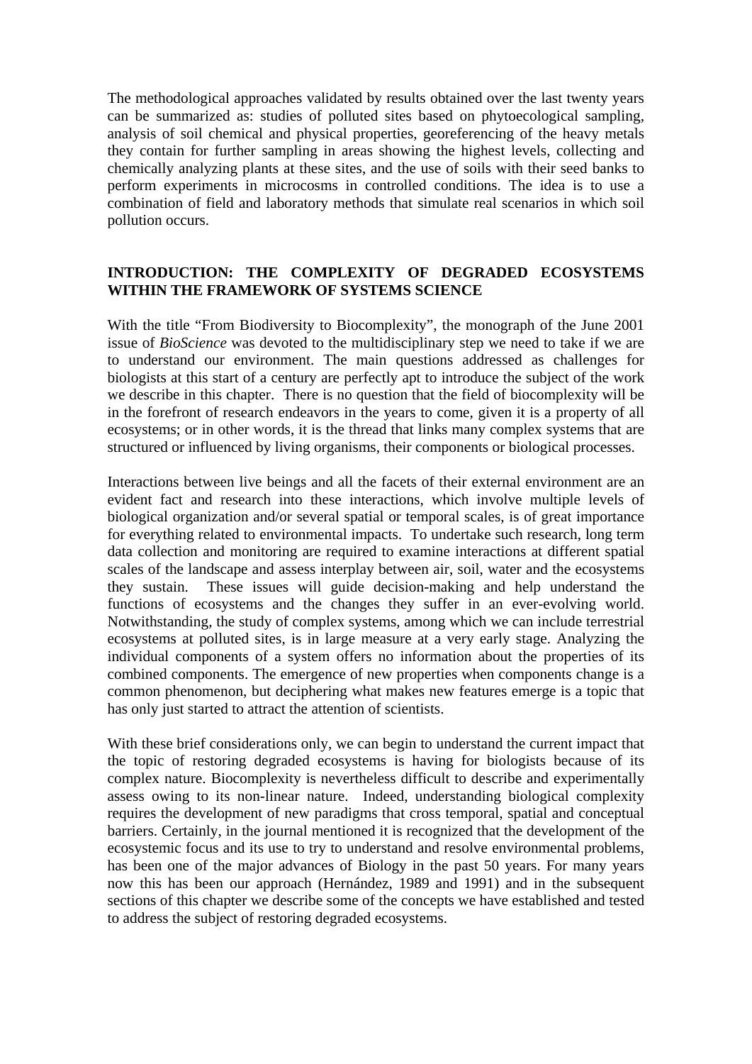The methodological approaches validated by results obtained over the last twenty years can be summarized as: studies of polluted sites based on phytoecological sampling, analysis of soil chemical and physical properties, georeferencing of the heavy metals they contain for further sampling in areas showing the highest levels, collecting and chemically analyzing plants at these sites, and the use of soils with their seed banks to perform experiments in microcosms in controlled conditions. The idea is to use a combination of field and laboratory methods that simulate real scenarios in which soil pollution occurs.

## INTRODUCTION: THE COMPLEXITY OF DEGRADED ECOSYSTEMS WITHIN THE FRAMEWORK OF SYSTEMS SCIENCE

With the title "From Biodiversity to Biocomplexity", the monograph of the June 2001 issue of *BioScience* was devoted to the multidisciplinary step we need to take if we are to understand our environment. The main questions addressed as challenges for biologists at this start of a century are perfectly apt to introduce the subject of the work we describe in this chapter. There is no question that the field of biocomplexity will be in the forefront of research endeavors in the years to come, given it is a property of all ecosystems; or in other words, it is the thread that links many complex systems that are structured or influenced by living organisms, their components or biological processes.

Interactions between live beings and all the facets of their external environment are an evident fact and research into these interactions, which involve multiple levels of biological organization and/or several spatial or temporal scales, is of great importance for everything related to environmental impacts. To undertake such research, long term data collection and monitoring are required to examine interactions at different spatial scales of the landscape and assess interplay between air, soil, water and the ecosystems they sustain. These issues will guide decision-making and help understand the functions of ecosystems and the changes they suffer in an ever-evolving world. Notwithstanding, the study of complex systems, among which we can include terrestrial ecosystems at polluted sites, is in large measure at a very early stage. Analyzing the individual components of a system offers no information about the properties of its combined components. The emergence of new properties when components change is a common phenomenon, but deciphering what makes new features emerge is a topic that has only just started to attract the attention of scientists.

With these brief considerations only, we can begin to understand the current impact that the topic of restoring degraded ecosystems is having for biologists because of its complex nature. Biocomplexity is nevertheless difficult to describe and experimentally assess owing to its non-linear nature. Indeed, understanding biological complexity requires the development of new paradigms that cross temporal, spatial and conceptual barriers. Certainly, in the journal mentioned it is recognized that the development of the ecosystemic focus and its use to try to understand and resolve environmental problems, has been one of the major advances of Biology in the past 50 years. For many years now this has been our approach (Hernández, 1989 and 1991) and in the subsequent sections of this chapter we describe some of the concepts we have established and tested to address the subject of restoring degraded ecosystems.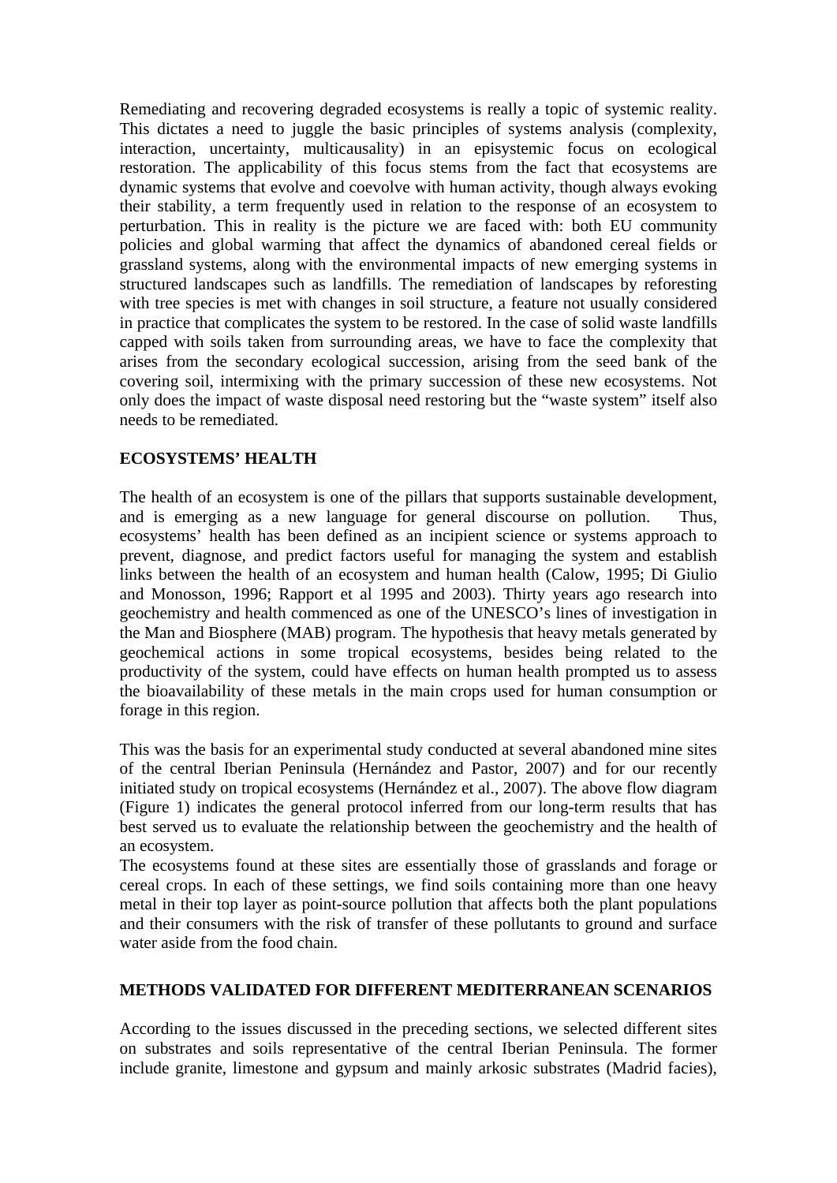Remediating and recovering degraded ecosystems is really a topic of systemic reality. This dictates a need to juggle the basic principles of systems analysis (complexity, interaction, uncertainty, multicausality) in an episystemic focus on ecological restoration. The applicability of this focus stems from the fact that ecosystems are dynamic systems that evolve and coevolve with human activity, though always evoking their stability, a term frequently used in relation to the response of an ecosystem to perturbation. This in reality is the picture we are faced with: both EU community policies and global warming that affect the dynamics of abandoned cereal fields or grassland systems, along with the environmental impacts of new emerging systems in structured landscapes such as landfills. The remediation of landscapes by reforesting with tree species is met with changes in soil structure, a feature not usually considered in practice that complicates the system to be restored. In the case of solid waste landfills capped with soils taken from surrounding areas, we have to face the complexity that arises from the secondary ecological succession, arising from the seed bank of the covering soil, intermixing with the primary succession of these new ecosystems. Not only does the impact of waste disposal need restoring but the "waste system" itself also needs to be remediated.

## ECOSYSTEMS' HEALTH

The health of an ecosystem is one of the pillars that supports sustainable development, and is emerging as a new language for general discourse on pollution. Thus, ecosystems' health has been defined as an incipient science or systems approach to prevent, diagnose, and predict factors useful for managing the system and establish links between the health of an ecosystem and human health (Calow, 1995; Di Giulio and Monosson, 1996; Rapport et al 1995 and 2003). Thirty years ago research into geochemistry and health commenced as one of the UNESCO's lines of investigation in the Man and Biosphere (MAB) program. The hypothesis that heavy metals generated by geochemical actions in some tropical ecosystems, besides being related to the productivity of the system, could have effects on human health prompted us to assess the bioavailability of these metals in the main crops used for human consumption or forage in this region.

This was the basis for an experimental study conducted at several abandoned mine sites of the central Iberian Peninsula (Hernández and Pastor, 2007) and for our recently initiated study on tropical ecosystems (Hernández et al., 2007). The above flow diagram (Figure 1) indicates the general protocol inferred from our long-term results that has best served us to evaluate the relationship between the geochemistry and the health of an ecosystem.

The ecosystems found at these sites are essentially those of grasslands and forage or cereal crops. In each of these settings, we find soils containing more than one heavy metal in their top layer as point-source pollution that affects both the plant populations and their consumers with the risk of transfer of these pollutants to ground and surface water aside from the food chain.

## METHODS VALIDATED FOR DIFFERENT MEDITERRANEAN SCENARIOS

According to the issues discussed in the preceding sections, we selected different sites on substrates and soils representative of the central Iberian Peninsula. The former include granite, limestone and gypsum and mainly arkosic substrates (Madrid facies),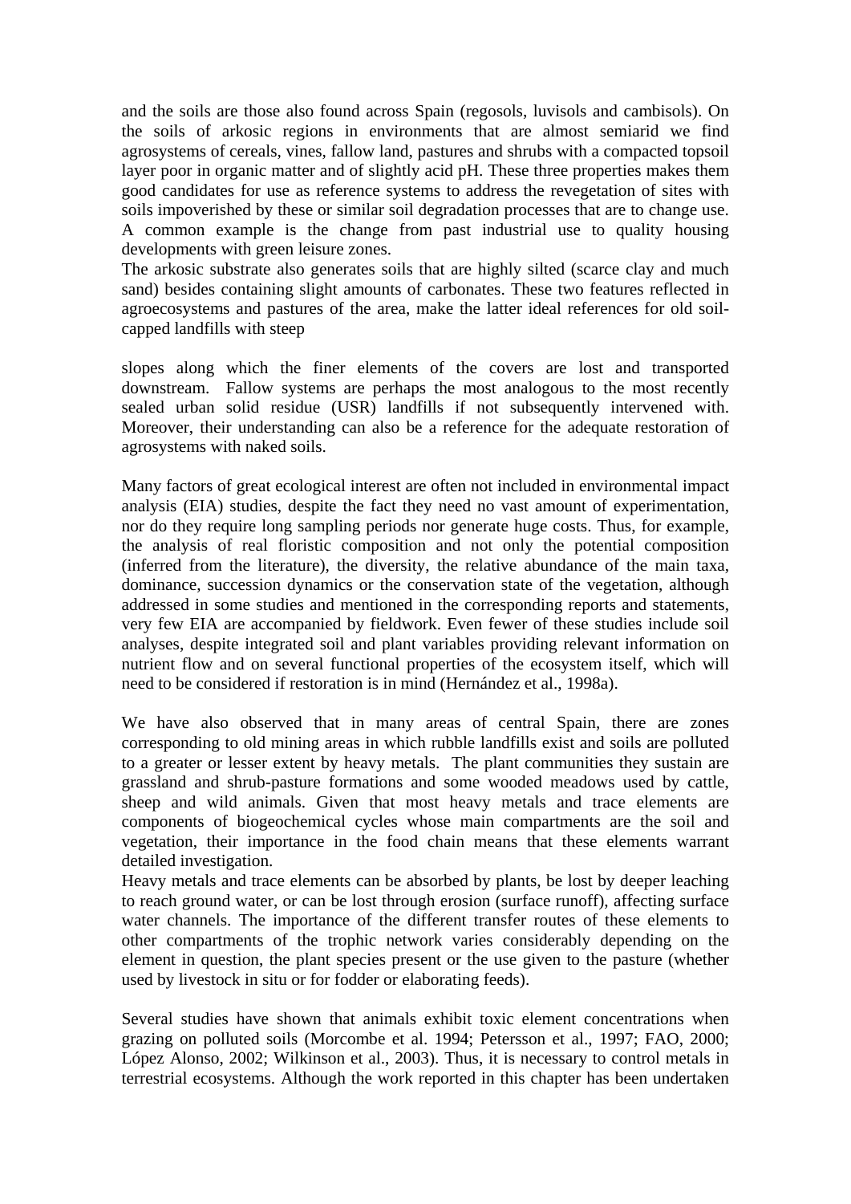and the soils are those also found across Spain (regosols, luvisols and cambisols). On the soils of arkosic regions in environments that are almost semiarid we find agrosystems of cereals, vines, fallow land, pastures and shrubs with a compacted topsoil layer poor in organic matter and of slightly acid pH. These three properties makes them good candidates for use as reference systems to address the revegetation of sites with soils impoverished by these or similar soil degradation processes that are to change use. A common example is the change from past industrial use to quality housing developments with green leisure zones.
The arkosic substrate also generates soils that are highly silted (scarce clay and much sand) besides containing slight amounts of carbonates. These two features reflected in agroecosystems and pastures of the area, make the latter ideal references for old soil-capped landfills with steep slopes along which the finer elements of the covers are lost and transported downstream. Fallow systems are perhaps the most analogous to the most recently sealed urban solid residue (USR) landfills if not subsequently intervened with. Moreover, their understanding can also be a reference for the adequate restoration of agrosystems with naked soils.

Many factors of great ecological interest are often not included in environmental impact analysis (EIA) studies, despite the fact they need no vast amount of experimentation, nor do they require long sampling periods nor generate huge costs. Thus, for example, the analysis of real floristic composition and not only the potential composition (inferred from the literature), the diversity, the relative abundance of the main taxa, dominance, succession dynamics or the conservation state of the vegetation, although addressed in some studies and mentioned in the corresponding reports and statements, very few EIA are accompanied by fieldwork. Even fewer of these studies include soil analyses, despite integrated soil and plant variables providing relevant information on nutrient flow and on several functional properties of the ecosystem itself, which will need to be considered if restoration is in mind (Hernández et al., 1998a).

We have also observed that in many areas of central Spain, there are zones corresponding to old mining areas in which rubble landfills exist and soils are polluted to a greater or lesser extent by heavy metals. The plant communities they sustain are grassland and shrub-pasture formations and some wooded meadows used by cattle, sheep and wild animals. Given that most heavy metals and trace elements are components of biogeochemical cycles whose main compartments are the soil and vegetation, their importance in the food chain means that these elements warrant detailed investigation.
Heavy metals and trace elements can be absorbed by plants, be lost by deeper leaching to reach ground water, or can be lost through erosion (surface runoff), affecting surface water channels. The importance of the different transfer routes of these elements to other compartments of the trophic network varies considerably depending on the element in question, the plant species present or the use given to the pasture (whether used by livestock in situ or for fodder or elaborating feeds).

Several studies have shown that animals exhibit toxic element concentrations when grazing on polluted soils (Morcombe et al. 1994; Petersson et al., 1997; FAO, 2000; López Alonso, 2002; Wilkinson et al., 2003). Thus, it is necessary to control metals in terrestrial ecosystems. Although the work reported in this chapter has been undertaken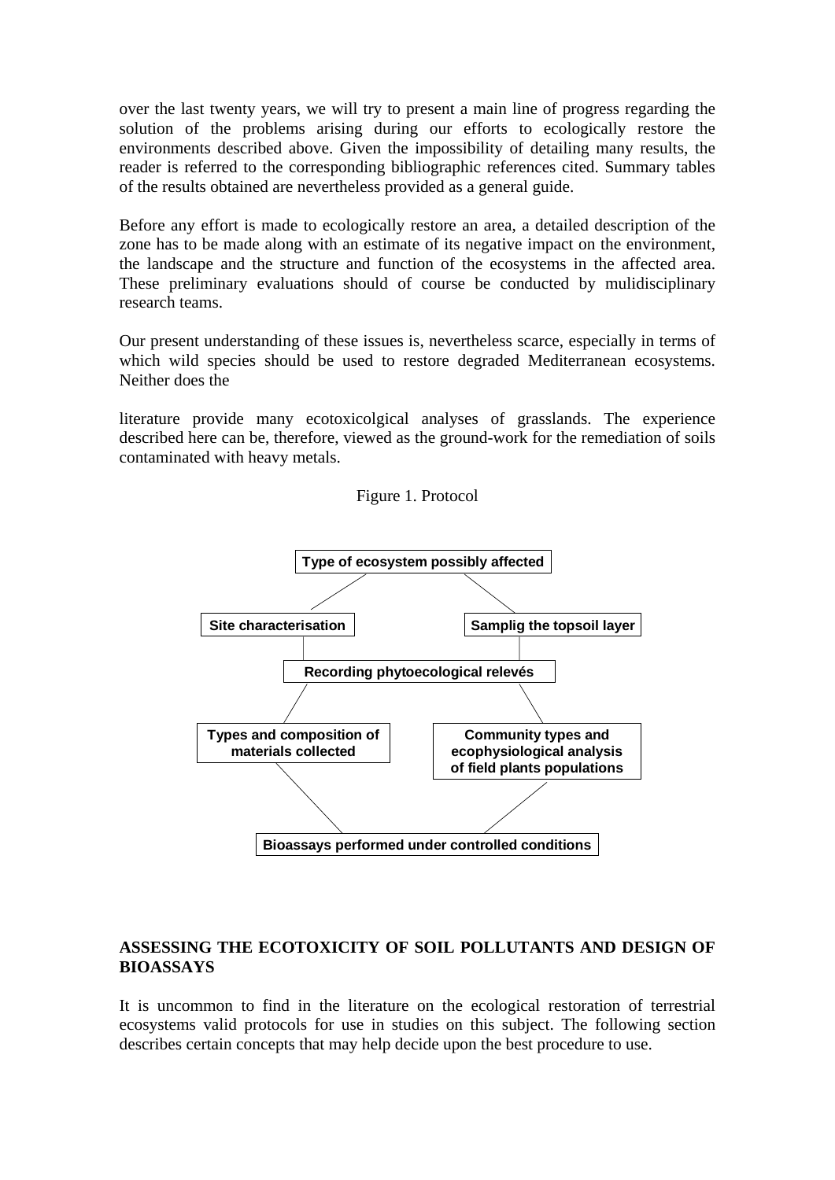over the last twenty years, we will try to present a main line of progress regarding the solution of the problems arising during our efforts to ecologically restore the environments described above. Given the impossibility of detailing many results, the reader is referred to the corresponding bibliographic references cited. Summary tables of the results obtained are nevertheless provided as a general guide.

Before any effort is made to ecologically restore an area, a detailed description of the zone has to be made along with an estimate of its negative impact on the environment, the landscape and the structure and function of the ecosystems in the affected area. These preliminary evaluations should of course be conducted by mulidisciplinary research teams.

Our present understanding of these issues is, nevertheless scarce, especially in terms of which wild species should be used to restore degraded Mediterranean ecosystems. Neither does the literature provide many ecotoxicolgical analyses of grasslands. The experience described here can be, therefore, viewed as the ground-work for the remediation of soils contaminated with heavy metals.

Figure 1. Protocol

- **Type of ecosystem possibly affected**
  - **Site characterisation**
  - **Samplig the topsoil layer**
- **Recording phytoecological relevés**
  - **Types and composition of materials collected**
  - **Community types and ecophysiological analysis of field plants populations**
- **Bioassays performed under controlled conditions**

## ASSESSING THE ECOTOXICITY OF SOIL POLLUTANTS AND DESIGN OF BIOASSAYS

It is uncommon to find in the literature on the ecological restoration of terrestrial ecosystems valid protocols for use in studies on this subject. The following section describes certain concepts that may help decide upon the best procedure to use.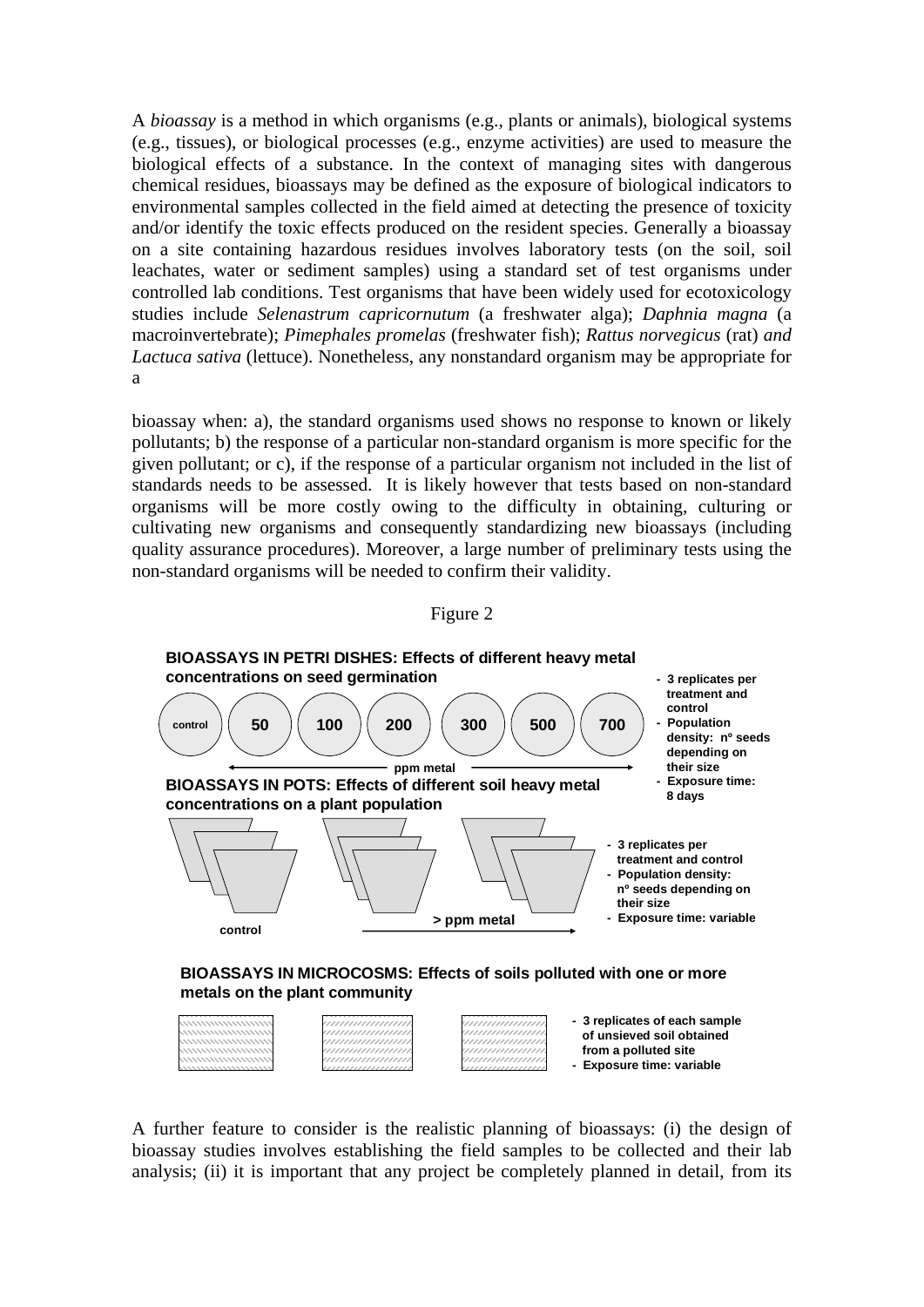A *bioassay* is a method in which organisms (e.g., plants or animals), biological systems (e.g., tissues), or biological processes (e.g., enzyme activities) are used to measure the biological effects of a substance. In the context of managing sites with dangerous chemical residues, bioassays may be defined as the exposure of biological indicators to environmental samples collected in the field aimed at detecting the presence of toxicity and/or identify the toxic effects produced on the resident species. Generally a bioassay on a site containing hazardous residues involves laboratory tests (on the soil, soil leachates, water or sediment samples) using a standard set of test organisms under controlled lab conditions. Test organisms that have been widely used for ecotoxicology studies include *Selenastrum capricornutum* (a freshwater alga); *Daphnia magna* (a macroinvertebrate); *Pimephales promelas* (freshwater fish); *Rattus norvegicus* (rat) *and Lactuca sativa* (lettuce). Nonetheless, any nonstandard organism may be appropriate for a

bioassay when: a), the standard organisms used shows no response to known or likely pollutants; b) the response of a particular non-standard organism is more specific for the given pollutant; or c), if the response of a particular organism not included in the list of standards needs to be assessed. It is likely however that tests based on non-standard organisms will be more costly owing to the difficulty in obtaining, culturing or cultivating new organisms and consequently standardizing new bioassays (including quality assurance procedures). Moreover, a large number of preliminary tests using the non-standard organisms will be needed to confirm their validity.

Figure 2

**BIOASSAYS IN PETRI DISHES: Effects of different heavy metal concentrations on seed germination**

control | 50 | 100 | 200 | 300 | 500 | 700

ppm metal

- **3 replicates per treatment and control**
- **Population density: nº seeds depending on their size**
- **Exposure time: 8 days**

**BIOASSAYS IN POTS: Effects of different soil heavy metal concentrations on a plant population**

control

> ppm metal

- **3 replicates per treatment and control**
- **Population density: nº seeds depending on their size**
- **Exposure time: variable**

**BIOASSAYS IN MICROCOSMS: Effects of soils polluted with one or more metals on the plant community**

- **3 replicates of each sample of unsieved soil obtained from a polluted site**
- **Exposure time: variable**

A further feature to consider is the realistic planning of bioassays: (i) the design of bioassay studies involves establishing the field samples to be collected and their lab analysis; (ii) it is important that any project be completely planned in detail, from its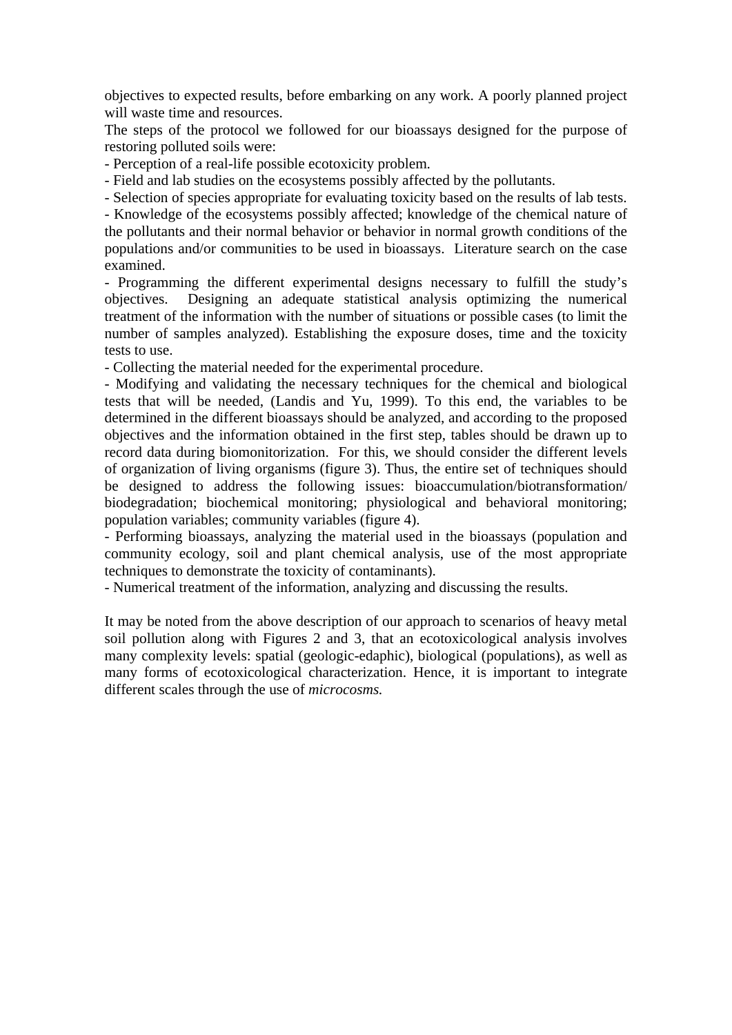objectives to expected results, before embarking on any work. A poorly planned project will waste time and resources.

The steps of the protocol we followed for our bioassays designed for the purpose of restoring polluted soils were:

- Perception of a real-life possible ecotoxicity problem.
- Field and lab studies on the ecosystems possibly affected by the pollutants.
- Selection of species appropriate for evaluating toxicity based on the results of lab tests.
- Knowledge of the ecosystems possibly affected; knowledge of the chemical nature of the pollutants and their normal behavior or behavior in normal growth conditions of the populations and/or communities to be used in bioassays. Literature search on the case examined.
- Programming the different experimental designs necessary to fulfill the study's objectives. Designing an adequate statistical analysis optimizing the numerical treatment of the information with the number of situations or possible cases (to limit the number of samples analyzed). Establishing the exposure doses, time and the toxicity tests to use.
- Collecting the material needed for the experimental procedure.
- Modifying and validating the necessary techniques for the chemical and biological tests that will be needed, (Landis and Yu, 1999). To this end, the variables to be determined in the different bioassays should be analyzed, and according to the proposed objectives and the information obtained in the first step, tables should be drawn up to record data during biomonitorization. For this, we should consider the different levels of organization of living organisms (figure 3). Thus, the entire set of techniques should be designed to address the following issues: bioaccumulation/biotransformation/ biodegradation; biochemical monitoring; physiological and behavioral monitoring; population variables; community variables (figure 4).
- Performing bioassays, analyzing the material used in the bioassays (population and community ecology, soil and plant chemical analysis, use of the most appropriate techniques to demonstrate the toxicity of contaminants).
- Numerical treatment of the information, analyzing and discussing the results.

It may be noted from the above description of our approach to scenarios of heavy metal soil pollution along with Figures 2 and 3, that an ecotoxicological analysis involves many complexity levels: spatial (geologic-edaphic), biological (populations), as well as many forms of ecotoxicological characterization. Hence, it is important to integrate different scales through the use of *microcosms.*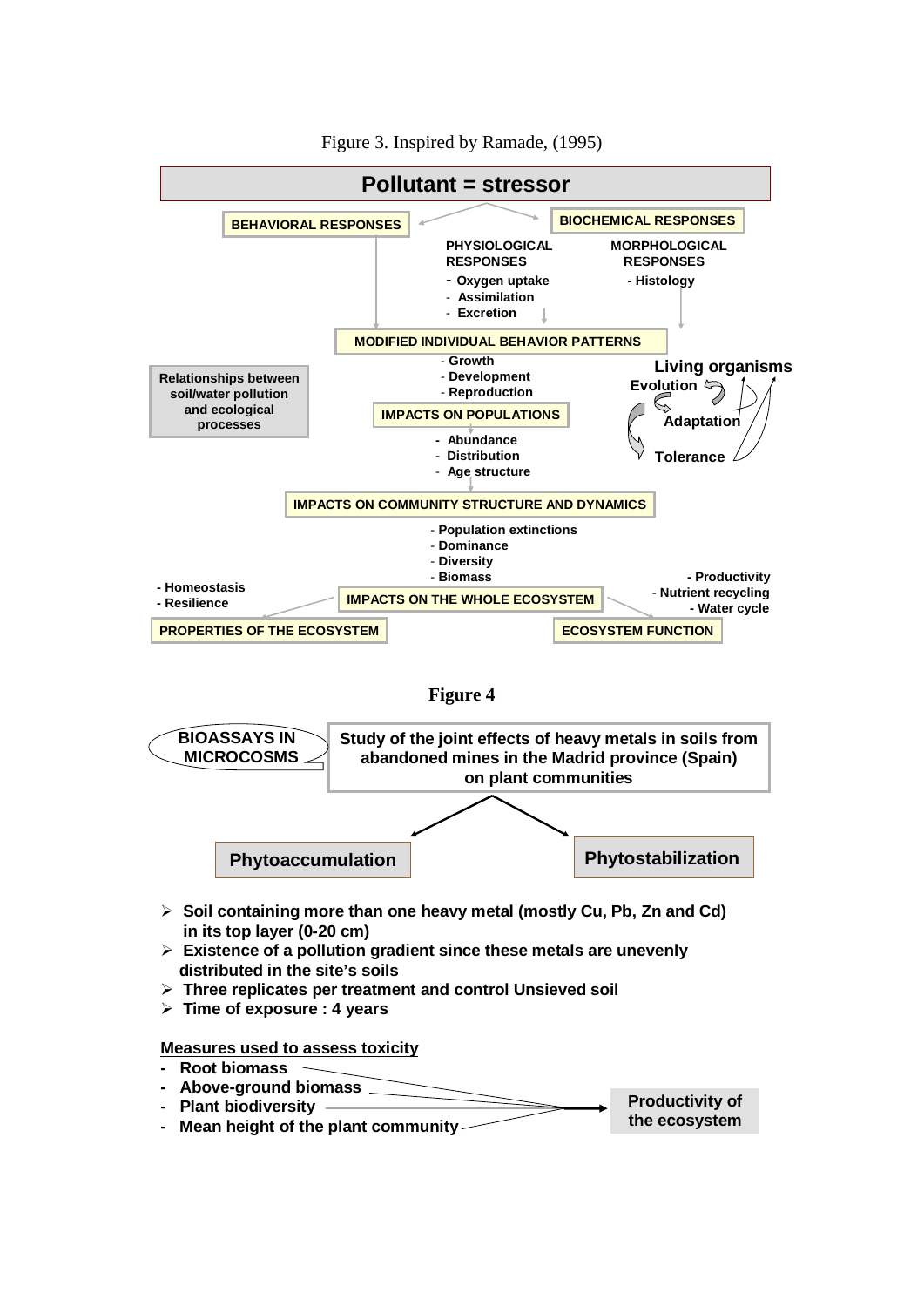Figure 3. Inspired by Ramade, (1995)

**Pollutant = stressor**

BEHAVIORAL RESPONSES

BIOCHEMICAL RESPONSES

PHYSIOLOGICAL RESPONSES
- Oxygen uptake
- Assimilation
- Excretion

MORPHOLOGICAL RESPONSES
- Histology

MODIFIED INDIVIDUAL BEHAVIOR PATTERNS
- Growth
- Development
- Reproduction

Relationships between soil/water pollution and ecological processes

Living organisms

Evolution

Adaptation

Tolerance

IMPACTS ON POPULATIONS
- Abundance
- Distribution
- Age structure

IMPACTS ON COMMUNITY STRUCTURE AND DYNAMICS
- Population extinctions
- Dominance
- Diversity
- Biomass

IMPACTS ON THE WHOLE ECOSYSTEM

- Homeostasis
- Resilience

PROPERTIES OF THE ECOSYSTEM

- Productivity
- Nutrient recycling
- Water cycle

ECOSYSTEM FUNCTION

**Figure 4**

BIOASSAYS IN MICROCOSMS

Study of the joint effects of heavy metals in soils from abandoned mines in the Madrid province (Spain) on plant communities

Phytoaccumulation

Phytostabilization

- Soil containing more than one heavy metal (mostly Cu, Pb, Zn and Cd) in its top layer (0-20 cm)
- Existence of a pollution gradient since these metals are unevenly distributed in the site's soils
- Three replicates per treatment and control Unsieved soil
- Time of exposure : 4 years

Measures used to assess toxicity
- Root biomass
- Above-ground biomass
- Plant biodiversity
- Mean height of the plant community

→ Productivity of the ecosystem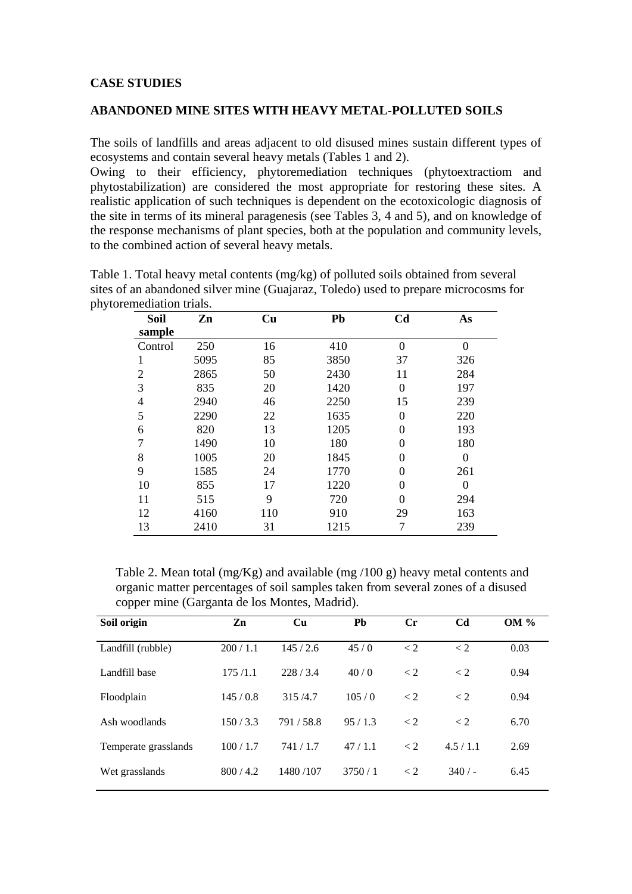**CASE STUDIES**

**ABANDONED MINE SITES WITH HEAVY METAL-POLLUTED SOILS**

The soils of landfills and areas adjacent to old disused mines sustain different types of ecosystems and contain several heavy metals (Tables 1 and 2).
Owing to their efficiency, phytoremediation techniques (phytoextractiom and phytostabilization) are considered the most appropriate for restoring these sites. A realistic application of such techniques is dependent on the ecotoxicologic diagnosis of the site in terms of its mineral paragenesis (see Tables 3, 4 and 5), and on knowledge of the response mechanisms of plant species, both at the population and community levels, to the combined action of several heavy metals.

Table 1. Total heavy metal contents (mg/kg) of polluted soils obtained from several sites of an abandoned silver mine (Guajaraz, Toledo) used to prepare microcosms for phytoremediation trials.

| Soil sample | Zn | Cu | Pb | Cd | As |
|---|---|---|---|---|---|
| Control | 250 | 16 | 410 | 0 | 0 |
| 1 | 5095 | 85 | 3850 | 37 | 326 |
| 2 | 2865 | 50 | 2430 | 11 | 284 |
| 3 | 835 | 20 | 1420 | 0 | 197 |
| 4 | 2940 | 46 | 2250 | 15 | 239 |
| 5 | 2290 | 22 | 1635 | 0 | 220 |
| 6 | 820 | 13 | 1205 | 0 | 193 |
| 7 | 1490 | 10 | 180 | 0 | 180 |
| 8 | 1005 | 20 | 1845 | 0 | 0 |
| 9 | 1585 | 24 | 1770 | 0 | 261 |
| 10 | 855 | 17 | 1220 | 0 | 0 |
| 11 | 515 | 9 | 720 | 0 | 294 |
| 12 | 4160 | 110 | 910 | 29 | 163 |
| 13 | 2410 | 31 | 1215 | 7 | 239 |

Table 2. Mean total (mg/Kg) and available (mg /100 g) heavy metal contents and organic matter percentages of soil samples taken from several zones of a disused copper mine (Garganta de los Montes, Madrid).

| Soil origin | Zn | Cu | Pb | Cr | Cd | OM % |
|---|---|---|---|---|---|---|
| Landfill (rubble) | 200 / 1.1 | 145 / 2.6 | 45 / 0 | < 2 | < 2 | 0.03 |
| Landfill base | 175 /1.1 | 228 / 3.4 | 40 / 0 | < 2 | < 2 | 0.94 |
| Floodplain | 145 / 0.8 | 315 /4.7 | 105 / 0 | < 2 | < 2 | 0.94 |
| Ash woodlands | 150 / 3.3 | 791 / 58.8 | 95 / 1.3 | < 2 | < 2 | 6.70 |
| Temperate grasslands | 100 / 1.7 | 741 / 1.7 | 47 / 1.1 | < 2 | 4.5 / 1.1 | 2.69 |
| Wet grasslands | 800 / 4.2 | 1480 /107 | 3750 / 1 | < 2 | 340 / - | 6.45 |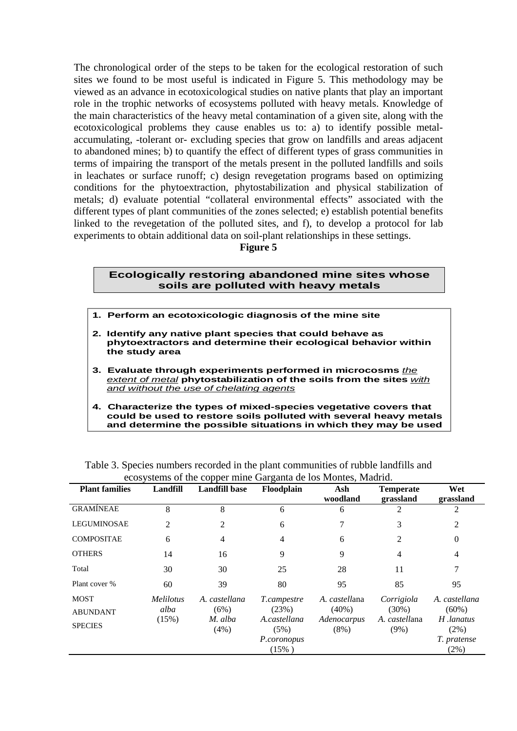The chronological order of the steps to be taken for the ecological restoration of such sites we found to be most useful is indicated in Figure 5. This methodology may be viewed as an advance in ecotoxicological studies on native plants that play an important role in the trophic networks of ecosystems polluted with heavy metals. Knowledge of the main characteristics of the heavy metal contamination of a given site, along with the ecotoxicological problems they cause enables us to: a) to identify possible metal-accumulating, -tolerant or- excluding species that grow on landfills and areas adjacent to abandoned mines; b) to quantify the effect of different types of grass communities in terms of impairing the transport of the metals present in the polluted landfills and soils in leachates or surface runoff; c) design revegetation programs based on optimizing conditions for the phytoextraction, phytostabilization and physical stabilization of metals; d) evaluate potential "collateral environmental effects" associated with the different types of plant communities of the zones selected; e) establish potential benefits linked to the revegetation of the polluted sites, and f), to develop a protocol for lab experiments to obtain additional data on soil-plant relationships in these settings.

**Figure 5**

**Ecologically restoring abandoned mine sites whose soils are polluted with heavy metals**

1. **Perform an ecotoxicologic diagnosis of the mine site**
2. **Identify any native plant species that could behave as phytoextractors and determine their ecological behavior within the study area**
3. **Evaluate through experiments performed in microcosms *the extent of metal* phytostabilization of the soils from the sites *with and without the use of chelating agents***
4. **Characterize the types of mixed-species vegetative covers that could be used to restore soils polluted with several heavy metals and determine the possible situations in which they may be used**

Table 3. Species numbers recorded in the plant communities of rubble landfills and ecosystems of the copper mine Garganta de los Montes, Madrid.

| Plant families | Landfill | Landfill base | Floodplain | Ash woodland | Temperate grassland | Wet grassland |
|---|---|---|---|---|---|---|
| GRAMÍNEAE | 8 | 8 | 6 | 6 | 2 | 2 |
| LEGUMINOSAE | 2 | 2 | 6 | 7 | 3 | 2 |
| COMPOSITAE | 6 | 4 | 4 | 6 | 2 | 0 |
| OTHERS | 14 | 16 | 9 | 9 | 4 | 4 |
| Total | 30 | 30 | 25 | 28 | 11 | 7 |
| Plant cover % | 60 | 39 | 80 | 95 | 85 | 95 |
| MOST ABUNDANT SPECIES | *Melilotus alba* (15%) | *A. castellana* (6%) *M. alba* (4%) | *T.campestre* (23%) *A.castellana* (5%) *P.coronopus* (15% ) | *A. castellana* (40%) *Adenocarpus* (8%) | *Corrigiola* (30%) *A. castellana* (9%) | *A. castellana* (60%) *H .lanatus* (2%) *T. pratense* (2%) |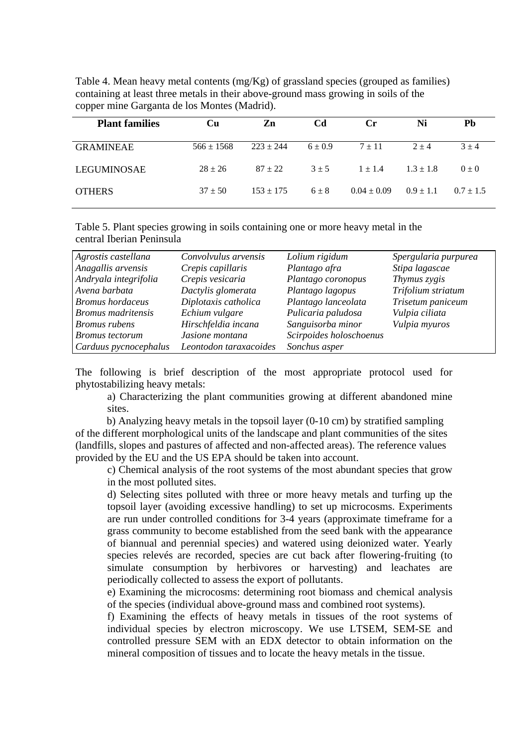Table 4. Mean heavy metal contents (mg/Kg) of grassland species (grouped as families) containing at least three metals in their above-ground mass growing in soils of the copper mine Garganta de los Montes (Madrid).

| Plant families | Cu | Zn | Cd | Cr | Ni | Pb |
|---|---|---|---|---|---|---|
| GRAMINEAE | 566 ± 1568 | 223 ± 244 | 6 ± 0.9 | 7 ± 11 | 2 ± 4 | 3 ± 4 |
| LEGUMINOSAE | 28 ± 26 | 87 ± 22 | 3 ± 5 | 1 ± 1.4 | 1.3 ± 1.8 | 0 ± 0 |
| OTHERS | 37 ± 50 | 153 ± 175 | 6 ± 8 | 0.04 ± 0.09 | 0.9 ± 1.1 | 0.7 ± 1.5 |

Table 5. Plant species growing in soils containing one or more heavy metal in the central Iberian Peninsula

| | | | |
|---|---|---|---|
| *Agrostis castellana* | *Convolvulus arvensis* | *Lolium rigidum* | *Spergularia purpurea* |
| *Anagallis arvensis* | *Crepis capillaris* | *Plantago afra* | *Stipa lagascae* |
| *Andryala integrifolia* | *Crepis vesicaria* | *Plantago coronopus* | *Thymus zygis* |
| *Avena barbata* | *Dactylis glomerata* | *Plantago lagopus* | *Trifolium striatum* |
| *Bromus hordaceus* | *Diplotaxis catholica* | *Plantago lanceolata* | *Trisetum paniceum* |
| *Bromus madritensis* | *Echium vulgare* | *Pulicaria paludosa* | *Vulpia ciliata* |
| *Bromus rubens* | *Hirschfeldia incana* | *Sanguisorba minor* | *Vulpia myuros* |
| *Bromus tectorum* | *Jasione montana* | *Scirpoides holoschoenus* | |
| *Carduus pycnocephalus* | *Leontodon taraxacoides* | *Sonchus asper* | |

The following is brief description of the most appropriate protocol used for phytostabilizing heavy metals:

a) Characterizing the plant communities growing at different abandoned mine sites.

b) Analyzing heavy metals in the topsoil layer (0-10 cm) by stratified sampling of the different morphological units of the landscape and plant communities of the sites (landfills, slopes and pastures of affected and non-affected areas). The reference values provided by the EU and the US EPA should be taken into account.

c) Chemical analysis of the root systems of the most abundant species that grow in the most polluted sites.

d) Selecting sites polluted with three or more heavy metals and turfing up the topsoil layer (avoiding excessive handling) to set up microcosms. Experiments are run under controlled conditions for 3-4 years (approximate timeframe for a grass community to become established from the seed bank with the appearance of biannual and perennial species) and watered using deionized water. Yearly species relevés are recorded, species are cut back after flowering-fruiting (to simulate consumption by herbivores or harvesting) and leachates are periodically collected to assess the export of pollutants.

e) Examining the microcosms: determining root biomass and chemical analysis of the species (individual above-ground mass and combined root systems).

f) Examining the effects of heavy metals in tissues of the root systems of individual species by electron microscopy. We use LTSEM, SEM-SE and controlled pressure SEM with an EDX detector to obtain information on the mineral composition of tissues and to locate the heavy metals in the tissue.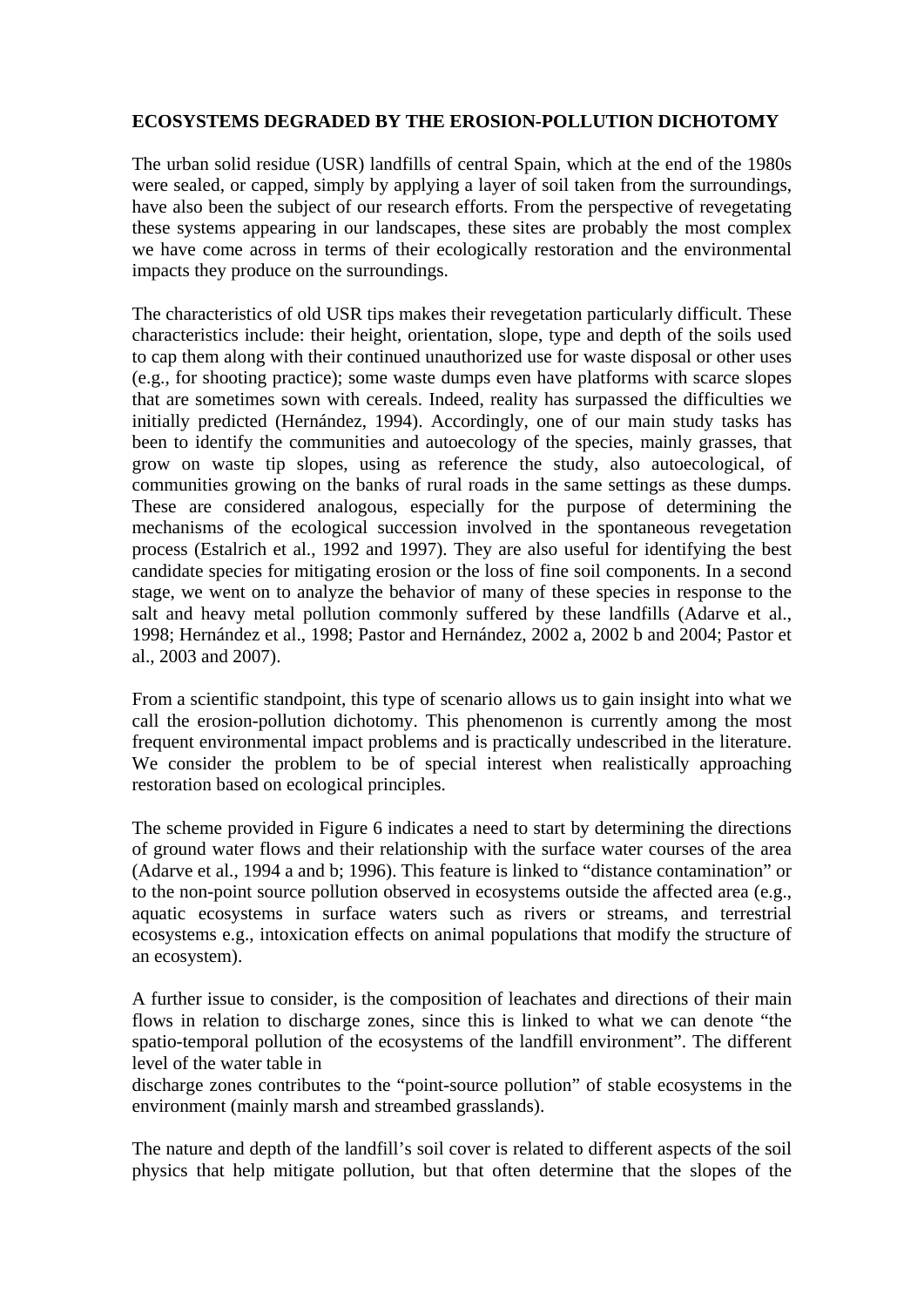**ECOSYSTEMS DEGRADED BY THE EROSION-POLLUTION DICHOTOMY**

The urban solid residue (USR) landfills of central Spain, which at the end of the 1980s were sealed, or capped, simply by applying a layer of soil taken from the surroundings, have also been the subject of our research efforts. From the perspective of revegetating these systems appearing in our landscapes, these sites are probably the most complex we have come across in terms of their ecologically restoration and the environmental impacts they produce on the surroundings.

The characteristics of old USR tips makes their revegetation particularly difficult. These characteristics include: their height, orientation, slope, type and depth of the soils used to cap them along with their continued unauthorized use for waste disposal or other uses (e.g., for shooting practice); some waste dumps even have platforms with scarce slopes that are sometimes sown with cereals. Indeed, reality has surpassed the difficulties we initially predicted (Hernández, 1994). Accordingly, one of our main study tasks has been to identify the communities and autoecology of the species, mainly grasses, that grow on waste tip slopes, using as reference the study, also autoecological, of communities growing on the banks of rural roads in the same settings as these dumps. These are considered analogous, especially for the purpose of determining the mechanisms of the ecological succession involved in the spontaneous revegetation process (Estalrich et al., 1992 and 1997). They are also useful for identifying the best candidate species for mitigating erosion or the loss of fine soil components. In a second stage, we went on to analyze the behavior of many of these species in response to the salt and heavy metal pollution commonly suffered by these landfills (Adarve et al., 1998; Hernández et al., 1998; Pastor and Hernández, 2002 a, 2002 b and 2004; Pastor et al., 2003 and 2007).

From a scientific standpoint, this type of scenario allows us to gain insight into what we call the erosion-pollution dichotomy. This phenomenon is currently among the most frequent environmental impact problems and is practically undescribed in the literature. We consider the problem to be of special interest when realistically approaching restoration based on ecological principles.

The scheme provided in Figure 6 indicates a need to start by determining the directions of ground water flows and their relationship with the surface water courses of the area (Adarve et al., 1994 a and b; 1996). This feature is linked to "distance contamination" or to the non-point source pollution observed in ecosystems outside the affected area (e.g., aquatic ecosystems in surface waters such as rivers or streams, and terrestrial ecosystems e.g., intoxication effects on animal populations that modify the structure of an ecosystem).

A further issue to consider, is the composition of leachates and directions of their main flows in relation to discharge zones, since this is linked to what we can denote "the spatio-temporal pollution of the ecosystems of the landfill environment". The different level of the water table in discharge zones contributes to the "point-source pollution" of stable ecosystems in the environment (mainly marsh and streambed grasslands).

The nature and depth of the landfill's soil cover is related to different aspects of the soil physics that help mitigate pollution, but that often determine that the slopes of the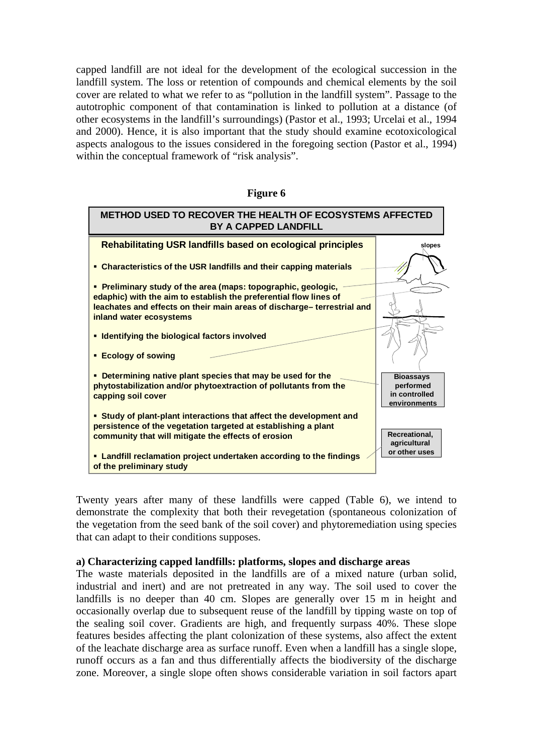capped landfill are not ideal for the development of the ecological succession in the landfill system. The loss or retention of compounds and chemical elements by the soil cover are related to what we refer to as "pollution in the landfill system". Passage to the autotrophic component of that contamination is linked to pollution at a distance (of other ecosystems in the landfill's surroundings) (Pastor et al., 1993; Urcelai et al., 1994 and 2000). Hence, it is also important that the study should examine ecotoxicological aspects analogous to the issues considered in the foregoing section (Pastor et al., 1994) within the conceptual framework of "risk analysis".

**Figure 6**

**METHOD USED TO RECOVER THE HEALTH OF ECOSYSTEMS AFFECTED BY A CAPPED LANDFILL**

**Rehabilitating USR landfills based on ecological principles**

- **Characteristics of the USR landfills and their capping materials**
- **Preliminary study of the area (maps: topographic, geologic, edaphic) with the aim to establish the preferential flow lines of leachates and effects on their main areas of discharge– terrestrial and inland water ecosystems**
- **Identifying the biological factors involved**
- **Ecology of sowing**
- **Determining native plant species that may be used for the phytostabilization and/or phytoextraction of pollutants from the capping soil cover**
- **Study of plant-plant interactions that affect the development and persistence of the vegetation targeted at establishing a plant community that will mitigate the effects of erosion**
- **Landfill reclamation project undertaken according to the findings of the preliminary study**

slopes

Bioassays performed in controlled environments

Recreational, agricultural or other uses

Twenty years after many of these landfills were capped (Table 6), we intend to demonstrate the complexity that both their revegetation (spontaneous colonization of the vegetation from the seed bank of the soil cover) and phytoremediation using species that can adapt to their conditions supposes.

**a) Characterizing capped landfills: platforms, slopes and discharge areas**

The waste materials deposited in the landfills are of a mixed nature (urban solid, industrial and inert) and are not pretreated in any way. The soil used to cover the landfills is no deeper than 40 cm. Slopes are generally over 15 m in height and occasionally overlap due to subsequent reuse of the landfill by tipping waste on top of the sealing soil cover. Gradients are high, and frequently surpass 40%. These slope features besides affecting the plant colonization of these systems, also affect the extent of the leachate discharge area as surface runoff. Even when a landfill has a single slope, runoff occurs as a fan and thus differentially affects the biodiversity of the discharge zone. Moreover, a single slope often shows considerable variation in soil factors apart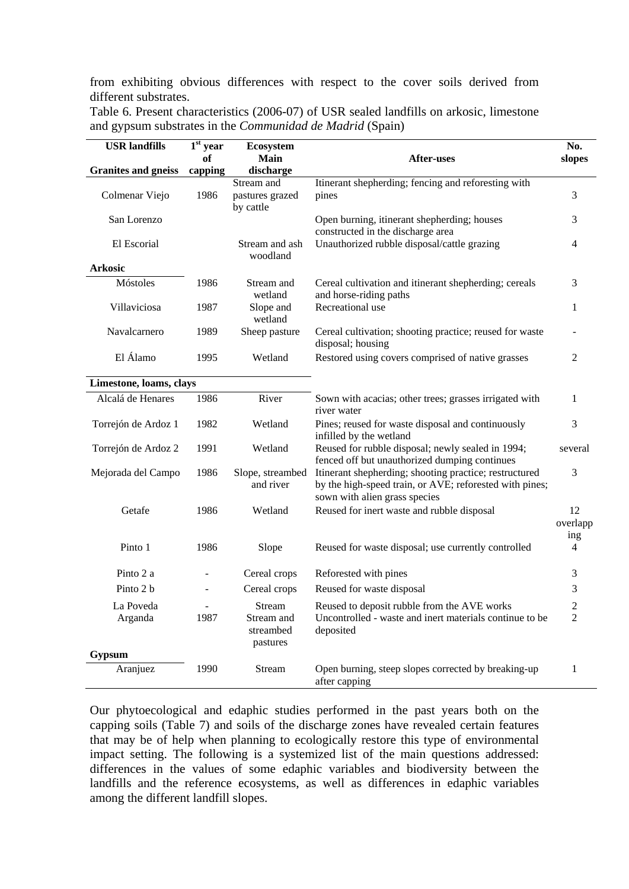from exhibiting obvious differences with respect to the cover soils derived from different substrates.

Table 6. Present characteristics (2006-07) of USR sealed landfills on arkosic, limestone and gypsum substrates in the *Communidad de Madrid* (Spain)

| USR landfills | 1st year of capping | Ecosystem Main discharge | After-uses | No. slopes |
|---|---|---|---|---|
| **Granites and gneiss** | | | | |
| Colmenar Viejo | 1986 | Stream and pastures grazed by cattle | Itinerant shepherding; fencing and reforesting with pines | 3 |
| San Lorenzo | | | Open burning, itinerant shepherding; houses constructed in the discharge area | 3 |
| El Escorial | | Stream and ash woodland | Unauthorized rubble disposal/cattle grazing | 4 |
| **Arkosic** | | | | |
| Móstoles | 1986 | Stream and wetland | Cereal cultivation and itinerant shepherding; cereals and horse-riding paths | 3 |
| Villaviciosa | 1987 | Slope and wetland | Recreational use | 1 |
| Navalcarnero | 1989 | Sheep pasture | Cereal cultivation; shooting practice; reused for waste disposal; housing | - |
| El Álamo | 1995 | Wetland | Restored using covers comprised of native grasses | 2 |
| **Limestone, loams, clays** | | | | |
| Alcalá de Henares | 1986 | River | Sown with acacias; other trees; grasses irrigated with river water | 1 |
| Torrejón de Ardoz 1 | 1982 | Wetland | Pines; reused for waste disposal and continuously infilled by the wetland | 3 |
| Torrejón de Ardoz 2 | 1991 | Wetland | Reused for rubble disposal; newly sealed in 1994; fenced off but unauthorized dumping continues | several |
| Mejorada del Campo | 1986 | Slope, streambed and river | Itinerant shepherding; shooting practice; restructured by the high-speed train, or AVE; reforested with pines; sown with alien grass species | 3 |
| Getafe | 1986 | Wetland | Reused for inert waste and rubble disposal | 12 overlapping |
| Pinto 1 | 1986 | Slope | Reused for waste disposal; use currently controlled | 4 |
| Pinto 2 a | - | Cereal crops | Reforested with pines | 3 |
| Pinto 2 b | - | Cereal crops | Reused for waste disposal | 3 |
| La Poveda | - | Stream | Reused to deposit rubble from the AVE works | 2 |
| Arganda | 1987 | Stream and streambed pastures | Uncontrolled - waste and inert materials continue to be deposited | 2 |
| **Gypsum** | | | | |
| Aranjuez | 1990 | Stream | Open burning, steep slopes corrected by breaking-up after capping | 1 |

Our phytoecological and edaphic studies performed in the past years both on the capping soils (Table 7) and soils of the discharge zones have revealed certain features that may be of help when planning to ecologically restore this type of environmental impact setting. The following is a systemized list of the main questions addressed: differences in the values of some edaphic variables and biodiversity between the landfills and the reference ecosystems, as well as differences in edaphic variables among the different landfill slopes.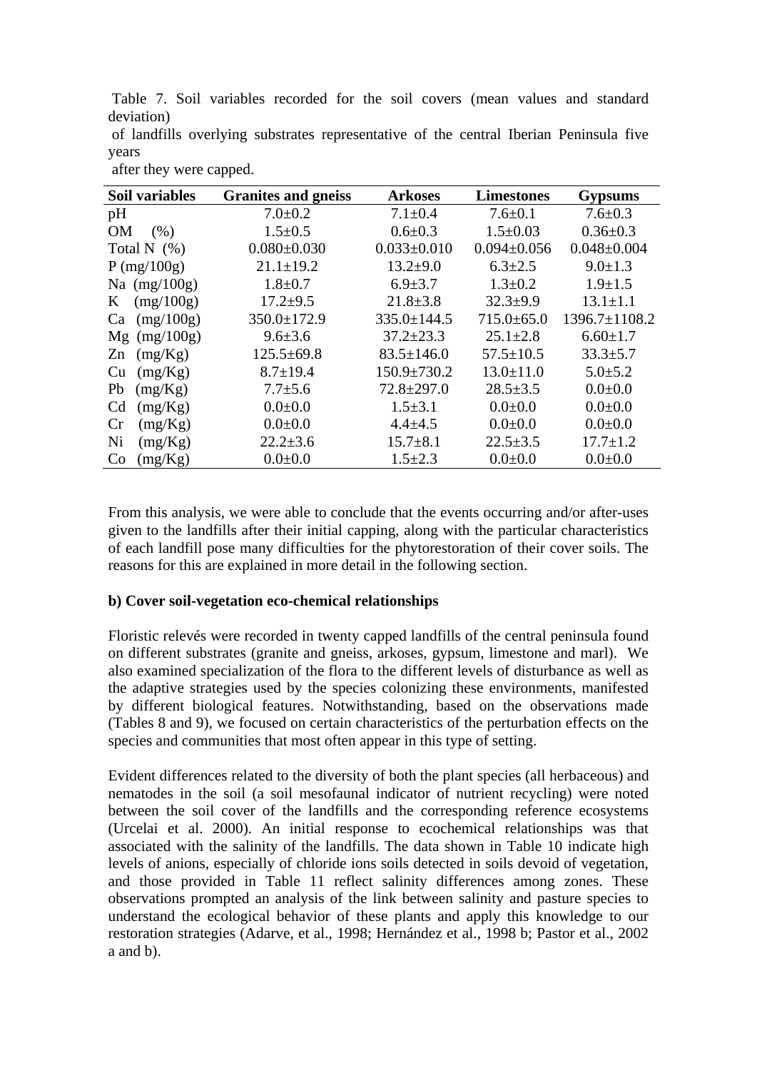Table 7. Soil variables recorded for the soil covers (mean values and standard deviation) of landfills overlying substrates representative of the central Iberian Peninsula five years after they were capped.

| Soil variables | Granites and gneiss | Arkoses | Limestones | Gypsums |
|---|---|---|---|---|
| pH | 7.0±0.2 | 7.1±0.4 | 7.6±0.1 | 7.6±0.3 |
| OM (%) | 1.5±0.5 | 0.6±0.3 | 1.5±0.03 | 0.36±0.3 |
| Total N (%) | 0.080±0.030 | 0.033±0.010 | 0.094±0.056 | 0.048±0.004 |
| P (mg/100g) | 21.1±19.2 | 13.2±9.0 | 6.3±2.5 | 9.0±1.3 |
| Na (mg/100g) | 1.8±0.7 | 6.9±3.7 | 1.3±0.2 | 1.9±1.5 |
| K (mg/100g) | 17.2±9.5 | 21.8±3.8 | 32.3±9.9 | 13.1±1.1 |
| Ca (mg/100g) | 350.0±172.9 | 335.0±144.5 | 715.0±65.0 | 1396.7±1108.2 |
| Mg (mg/100g) | 9.6±3.6 | 37.2±23.3 | 25.1±2.8 | 6.60±1.7 |
| Zn (mg/Kg) | 125.5±69.8 | 83.5±146.0 | 57.5±10.5 | 33.3±5.7 |
| Cu (mg/Kg) | 8.7±19.4 | 150.9±730.2 | 13.0±11.0 | 5.0±5.2 |
| Pb (mg/Kg) | 7.7±5.6 | 72.8±297.0 | 28.5±3.5 | 0.0±0.0 |
| Cd (mg/Kg) | 0.0±0.0 | 1.5±3.1 | 0.0±0.0 | 0.0±0.0 |
| Cr (mg/Kg) | 0.0±0.0 | 4.4±4.5 | 0.0±0.0 | 0.0±0.0 |
| Ni (mg/Kg) | 22.2±3.6 | 15.7±8.1 | 22.5±3.5 | 17.7±1.2 |
| Co (mg/Kg) | 0.0±0.0 | 1.5±2.3 | 0.0±0.0 | 0.0±0.0 |

From this analysis, we were able to conclude that the events occurring and/or after-uses given to the landfills after their initial capping, along with the particular characteristics of each landfill pose many difficulties for the phytorestoration of their cover soils. The reasons for this are explained in more detail in the following section.

**b) Cover soil-vegetation eco-chemical relationships**

Floristic relevés were recorded in twenty capped landfills of the central peninsula found on different substrates (granite and gneiss, arkoses, gypsum, limestone and marl). We also examined specialization of the flora to the different levels of disturbance as well as the adaptive strategies used by the species colonizing these environments, manifested by different biological features. Notwithstanding, based on the observations made (Tables 8 and 9), we focused on certain characteristics of the perturbation effects on the species and communities that most often appear in this type of setting.

Evident differences related to the diversity of both the plant species (all herbaceous) and nematodes in the soil (a soil mesofaunal indicator of nutrient recycling) were noted between the soil cover of the landfills and the corresponding reference ecosystems (Urcelai et al. 2000). An initial response to ecochemical relationships was that associated with the salinity of the landfills. The data shown in Table 10 indicate high levels of anions, especially of chloride ions soils detected in soils devoid of vegetation, and those provided in Table 11 reflect salinity differences among zones. These observations prompted an analysis of the link between salinity and pasture species to understand the ecological behavior of these plants and apply this knowledge to our restoration strategies (Adarve, et al., 1998; Hernández et al., 1998 b; Pastor et al., 2002 a and b).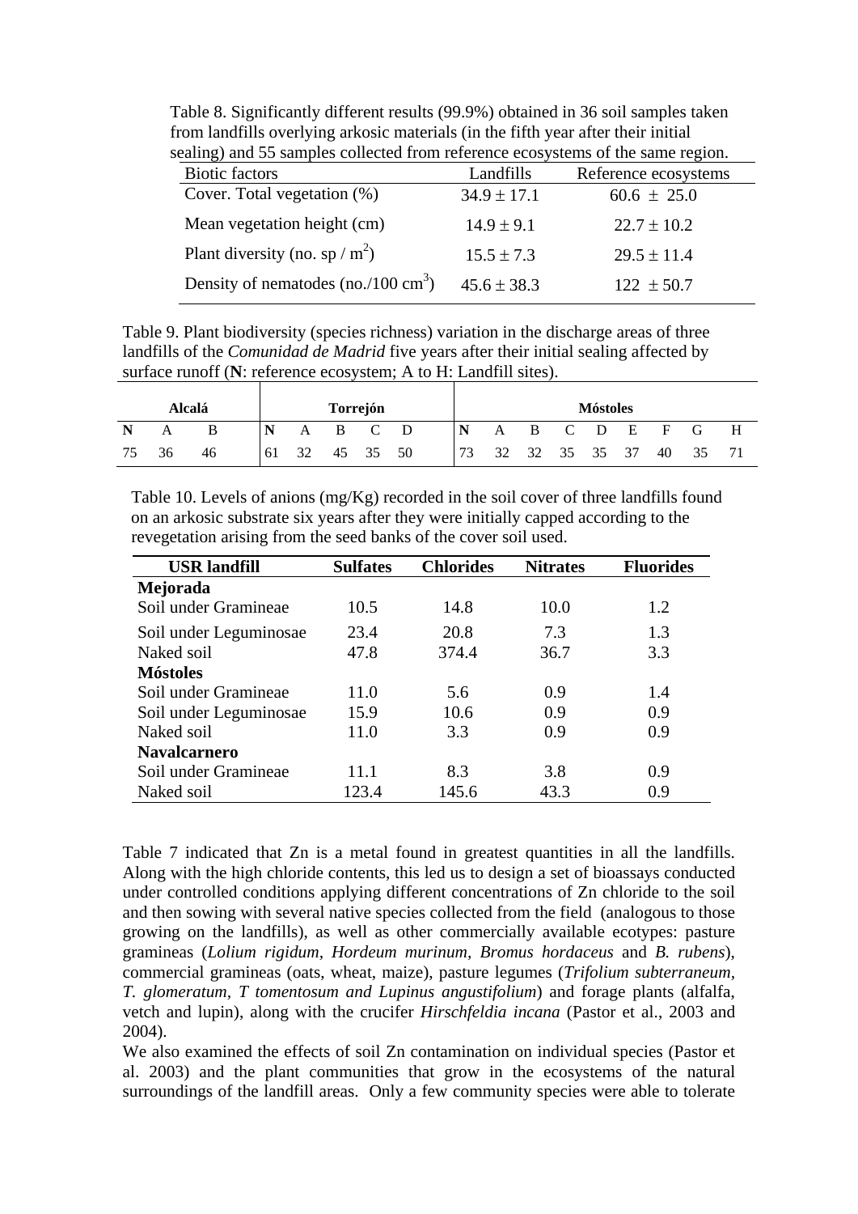Table 8. Significantly different results (99.9%) obtained in 36 soil samples taken from landfills overlying arkosic materials (in the fifth year after their initial sealing) and 55 samples collected from reference ecosystems of the same region.

| Biotic factors | Landfills | Reference ecosystems |
|---|---|---|
| Cover. Total vegetation (%) | $34.9 \pm 17.1$ | $60.6 \pm 25.0$ |
| Mean vegetation height (cm) | $14.9 \pm 9.1$ | $22.7 \pm 10.2$ |
| Plant diversity (no. sp / $m^2$) | $15.5 \pm 7.3$ | $29.5 \pm 11.4$ |
| Density of nematodes (no./100 $cm^3$) | $45.6 \pm 38.3$ | $122 \pm 50.7$ |

Table 9. Plant biodiversity (species richness) variation in the discharge areas of three landfills of the *Comunidad de Madrid* five years after their initial sealing affected by surface runoff (**N**: reference ecosystem; A to H: Landfill sites).

| **Alcalá** | | | **Torrejón** | | | | | **Móstoles** | | | | | | | | |
|---|---|---|---|---|---|---|---|---|---|---|---|---|---|---|---|---|
| **N** | A | B | **N** | A | B | C | D | **N** | A | B | C | D | E | F | G | H |
| 75 | 36 | 46 | 61 | 32 | 45 | 35 | 50 | 73 | 32 | 32 | 35 | 35 | 37 | 40 | 35 | 71 |

Table 10. Levels of anions (mg/Kg) recorded in the soil cover of three landfills found on an arkosic substrate six years after they were initially capped according to the revegetation arising from the seed banks of the cover soil used.

| USR landfill | Sulfates | Chlorides | Nitrates | Fluorides |
|---|---|---|---|---|
| **Mejorada** | | | | |
| Soil under Gramineae | 10.5 | 14.8 | 10.0 | 1.2 |
| Soil under Leguminosae | 23.4 | 20.8 | 7.3 | 1.3 |
| Naked soil | 47.8 | 374.4 | 36.7 | 3.3 |
| **Móstoles** | | | | |
| Soil under Gramineae | 11.0 | 5.6 | 0.9 | 1.4 |
| Soil under Leguminosae | 15.9 | 10.6 | 0.9 | 0.9 |
| Naked soil | 11.0 | 3.3 | 0.9 | 0.9 |
| **Navalcarnero** | | | | |
| Soil under Gramineae | 11.1 | 8.3 | 3.8 | 0.9 |
| Naked soil | 123.4 | 145.6 | 43.3 | 0.9 |

Table 7 indicated that Zn is a metal found in greatest quantities in all the landfills. Along with the high chloride contents, this led us to design a set of bioassays conducted under controlled conditions applying different concentrations of Zn chloride to the soil and then sowing with several native species collected from the field (analogous to those growing on the landfills), as well as other commercially available ecotypes: pasture gramineas (*Lolium rigidum*, *Hordeum murinum*, *Bromus hordaceus* and *B. rubens*), commercial gramineas (oats, wheat, maize), pasture legumes (*Trifolium subterraneum*, *T. glomeratum*, *T tomentosum and Lupinus angustifolium*) and forage plants (alfalfa, vetch and lupin), along with the crucifer *Hirschfeldia incana* (Pastor et al., 2003 and 2004).

We also examined the effects of soil Zn contamination on individual species (Pastor et al. 2003) and the plant communities that grow in the ecosystems of the natural surroundings of the landfill areas. Only a few community species were able to tolerate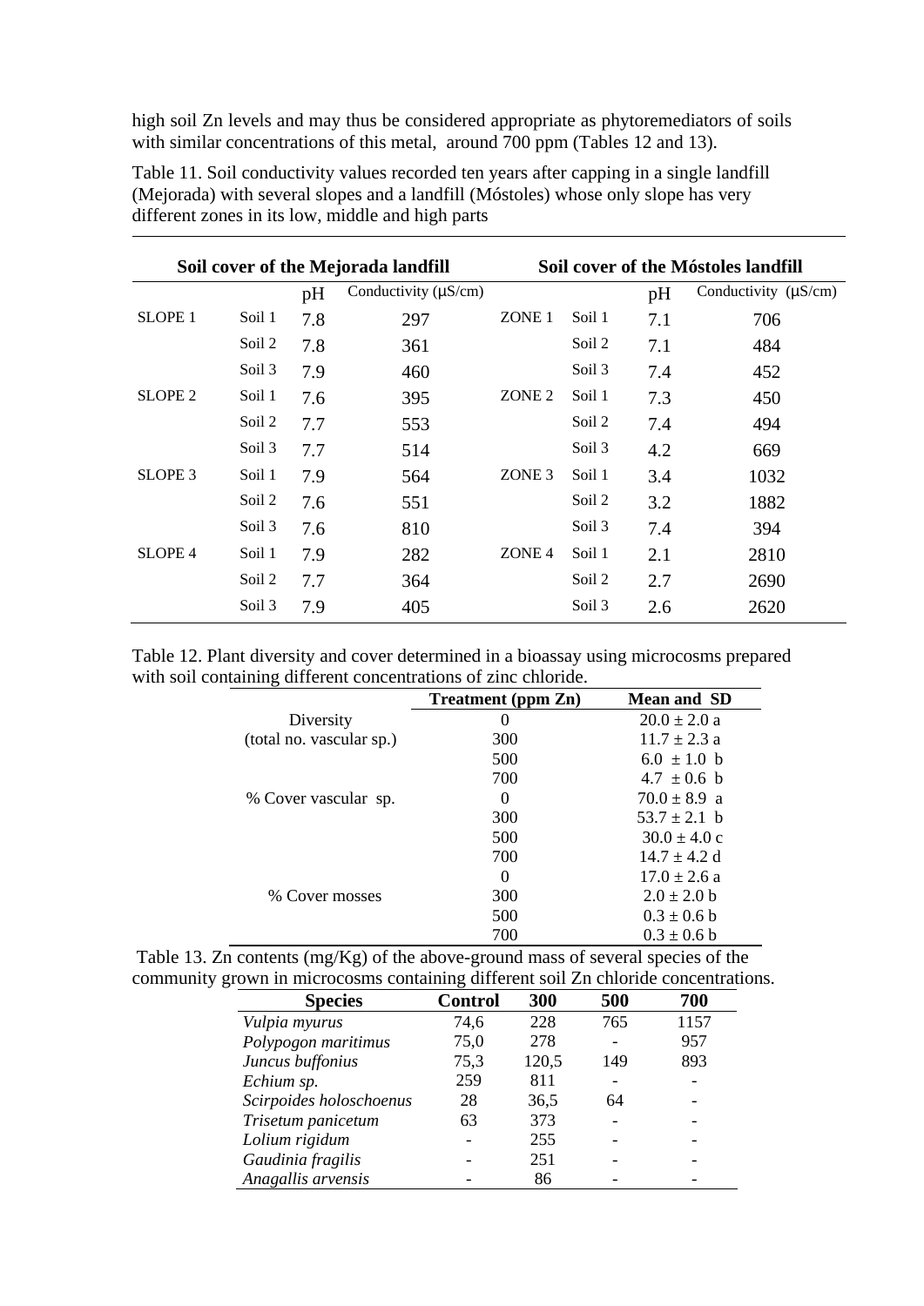high soil Zn levels and may thus be considered appropriate as phytoremediators of soils with similar concentrations of this metal, around 700 ppm (Tables 12 and 13).

Table 11. Soil conductivity values recorded ten years after capping in a single landfill (Mejorada) with several slopes and a landfill (Móstoles) whose only slope has very different zones in its low, middle and high parts

| **Soil cover of the Mejorada landfill** | | | | **Soil cover of the Móstoles landfill** | | | |
|---|---|---|---|---|---|---|---|
| | | pH | Conductivity (μS/cm) | | | pH | Conductivity (μS/cm) |
| SLOPE 1 | Soil 1 | 7.8 | 297 | ZONE 1 | Soil 1 | 7.1 | 706 |
| | Soil 2 | 7.8 | 361 | | Soil 2 | 7.1 | 484 |
| | Soil 3 | 7.9 | 460 | | Soil 3 | 7.4 | 452 |
| SLOPE 2 | Soil 1 | 7.6 | 395 | ZONE 2 | Soil 1 | 7.3 | 450 |
| | Soil 2 | 7.7 | 553 | | Soil 2 | 7.4 | 494 |
| | Soil 3 | 7.7 | 514 | | Soil 3 | 4.2 | 669 |
| SLOPE 3 | Soil 1 | 7.9 | 564 | ZONE 3 | Soil 1 | 3.4 | 1032 |
| | Soil 2 | 7.6 | 551 | | Soil 2 | 3.2 | 1882 |
| | Soil 3 | 7.6 | 810 | | Soil 3 | 7.4 | 394 |
| SLOPE 4 | Soil 1 | 7.9 | 282 | ZONE 4 | Soil 1 | 2.1 | 2810 |
| | Soil 2 | 7.7 | 364 | | Soil 2 | 2.7 | 2690 |
| | Soil 3 | 7.9 | 405 | | Soil 3 | 2.6 | 2620 |

Table 12. Plant diversity and cover determined in a bioassay using microcosms prepared with soil containing different concentrations of zinc chloride.

| | **Treatment (ppm Zn)** | **Mean and SD** |
|---|---|---|
| Diversity (total no. vascular sp.) | 0 | 20.0 ± 2.0 a |
| | 300 | 11.7 ± 2.3 a |
| | 500 | 6.0 ± 1.0 b |
| | 700 | 4.7 ± 0.6 b |
| % Cover vascular sp. | 0 | 70.0 ± 8.9 a |
| | 300 | 53.7 ± 2.1 b |
| | 500 | 30.0 ± 4.0 c |
| | 700 | 14.7 ± 4.2 d |
| % Cover mosses | 0 | 17.0 ± 2.6 a |
| | 300 | 2.0 ± 2.0 b |
| | 500 | 0.3 ± 0.6 b |
| | 700 | 0.3 ± 0.6 b |

Table 13. Zn contents (mg/Kg) of the above-ground mass of several species of the community grown in microcosms containing different soil Zn chloride concentrations.

| **Species** | **Control** | **300** | **500** | **700** |
|---|---|---|---|---|
| *Vulpia myurus* | 74,6 | 228 | 765 | 1157 |
| *Polypogon maritimus* | 75,0 | 278 | - | 957 |
| *Juncus buffonius* | 75,3 | 120,5 | 149 | 893 |
| *Echium sp.* | 259 | 811 | - | - |
| *Scirpoides holoschoenus* | 28 | 36,5 | 64 | - |
| *Trisetum panicetum* | 63 | 373 | - | - |
| *Lolium rigidum* | - | 255 | - | - |
| *Gaudinia fragilis* | - | 251 | - | - |
| *Anagallis arvensis* | - | 86 | - | - |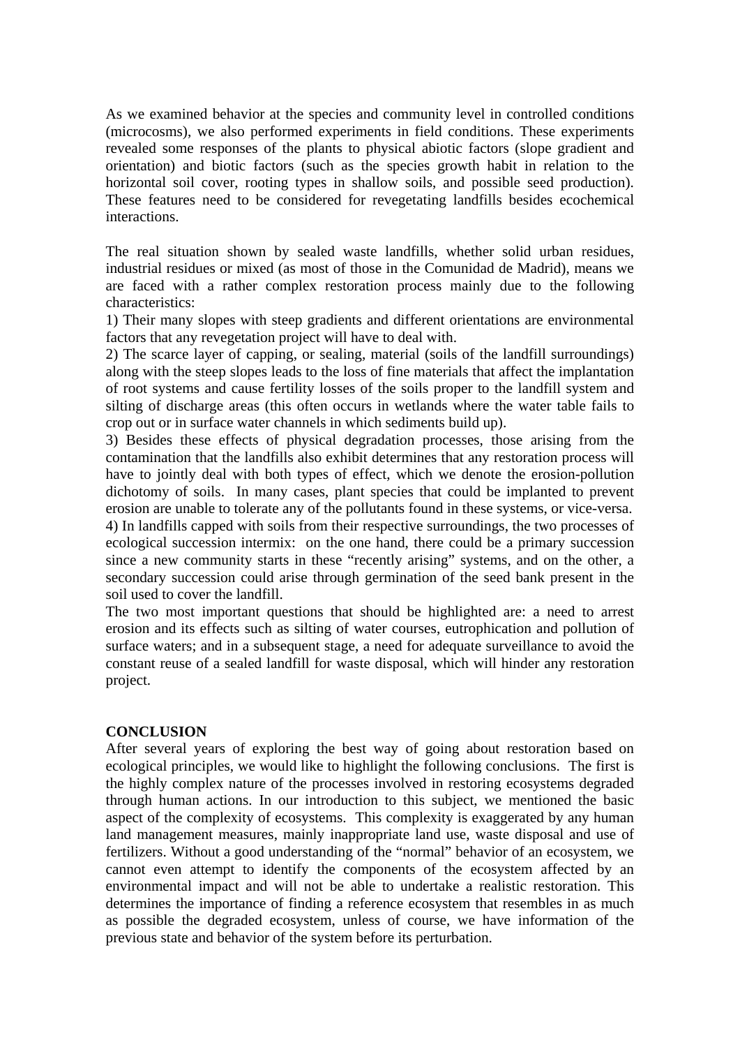As we examined behavior at the species and community level in controlled conditions (microcosms), we also performed experiments in field conditions. These experiments revealed some responses of the plants to physical abiotic factors (slope gradient and orientation) and biotic factors (such as the species growth habit in relation to the horizontal soil cover, rooting types in shallow soils, and possible seed production). These features need to be considered for revegetating landfills besides ecochemical interactions.

The real situation shown by sealed waste landfills, whether solid urban residues, industrial residues or mixed (as most of those in the Comunidad de Madrid), means we are faced with a rather complex restoration process mainly due to the following characteristics:

1) Their many slopes with steep gradients and different orientations are environmental factors that any revegetation project will have to deal with.
2) The scarce layer of capping, or sealing, material (soils of the landfill surroundings) along with the steep slopes leads to the loss of fine materials that affect the implantation of root systems and cause fertility losses of the soils proper to the landfill system and silting of discharge areas (this often occurs in wetlands where the water table fails to crop out or in surface water channels in which sediments build up).
3) Besides these effects of physical degradation processes, those arising from the contamination that the landfills also exhibit determines that any restoration process will have to jointly deal with both types of effect, which we denote the erosion-pollution dichotomy of soils. In many cases, plant species that could be implanted to prevent erosion are unable to tolerate any of the pollutants found in these systems, or vice-versa.
4) In landfills capped with soils from their respective surroundings, the two processes of ecological succession intermix: on the one hand, there could be a primary succession since a new community starts in these "recently arising" systems, and on the other, a secondary succession could arise through germination of the seed bank present in the soil used to cover the landfill.

The two most important questions that should be highlighted are: a need to arrest erosion and its effects such as silting of water courses, eutrophication and pollution of surface waters; and in a subsequent stage, a need for adequate surveillance to avoid the constant reuse of a sealed landfill for waste disposal, which will hinder any restoration project.

## CONCLUSION

After several years of exploring the best way of going about restoration based on ecological principles, we would like to highlight the following conclusions. The first is the highly complex nature of the processes involved in restoring ecosystems degraded through human actions. In our introduction to this subject, we mentioned the basic aspect of the complexity of ecosystems. This complexity is exaggerated by any human land management measures, mainly inappropriate land use, waste disposal and use of fertilizers. Without a good understanding of the "normal" behavior of an ecosystem, we cannot even attempt to identify the components of the ecosystem affected by an environmental impact and will not be able to undertake a realistic restoration. This determines the importance of finding a reference ecosystem that resembles in as much as possible the degraded ecosystem, unless of course, we have information of the previous state and behavior of the system before its perturbation.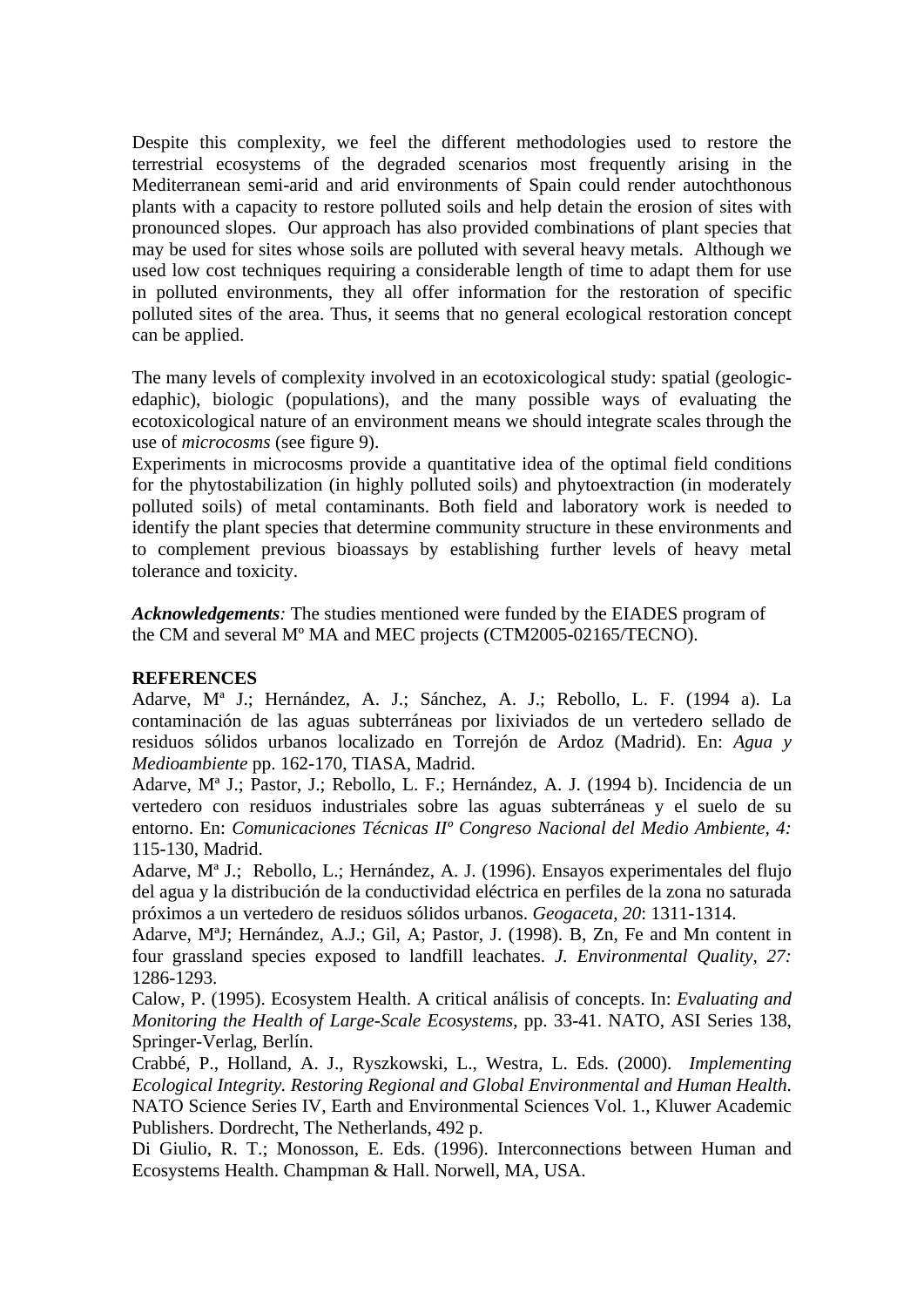Despite this complexity, we feel the different methodologies used to restore the terrestrial ecosystems of the degraded scenarios most frequently arising in the Mediterranean semi-arid and arid environments of Spain could render autochthonous plants with a capacity to restore polluted soils and help detain the erosion of sites with pronounced slopes. Our approach has also provided combinations of plant species that may be used for sites whose soils are polluted with several heavy metals. Although we used low cost techniques requiring a considerable length of time to adapt them for use in polluted environments, they all offer information for the restoration of specific polluted sites of the area. Thus, it seems that no general ecological restoration concept can be applied.

The many levels of complexity involved in an ecotoxicological study: spatial (geologic-edaphic), biologic (populations), and the many possible ways of evaluating the ecotoxicological nature of an environment means we should integrate scales through the use of *microcosms* (see figure 9).
Experiments in microcosms provide a quantitative idea of the optimal field conditions for the phytostabilization (in highly polluted soils) and phytoextraction (in moderately polluted soils) of metal contaminants. Both field and laboratory work is needed to identify the plant species that determine community structure in these environments and to complement previous bioassays by establishing further levels of heavy metal tolerance and toxicity.

***Acknowledgements**:* The studies mentioned were funded by the EIADES program of the CM and several Mº MA and MEC projects (CTM2005-02165/TECNO).

**REFERENCES**

Adarve, Mª J.; Hernández, A. J.; Sánchez, A. J.; Rebollo, L. F. (1994 a). La contaminación de las aguas subterráneas por lixiviados de un vertedero sellado de residuos sólidos urbanos localizado en Torrejón de Ardoz (Madrid). En: *Agua y Medioambiente* pp. 162-170, TIASA, Madrid.

Adarve, Mª J.; Pastor, J.; Rebollo, L. F.; Hernández, A. J. (1994 b). Incidencia de un vertedero con residuos industriales sobre las aguas subterráneas y el suelo de su entorno. En: *Comunicaciones Técnicas IIº Congreso Nacional del Medio Ambiente, 4:* 115-130, Madrid.

Adarve, Mª J.; Rebollo, L.; Hernández, A. J. (1996). Ensayos experimentales del flujo del agua y la distribución de la conductividad eléctrica en perfiles de la zona no saturada próximos a un vertedero de residuos sólidos urbanos. *Geogaceta, 20*: 1311-1314.

Adarve, MªJ; Hernández, A.J.; Gil, A; Pastor, J. (1998). B, Zn, Fe and Mn content in four grassland species exposed to landfill leachates. *J. Environmental Quality, 27:* 1286-1293.

Calow, P. (1995). Ecosystem Health. A critical análisis of concepts. In: *Evaluating and Monitoring the Health of Large-Scale Ecosystems*, pp. 33-41. NATO, ASI Series 138, Springer-Verlag, Berlín.

Crabbé, P., Holland, A. J., Ryszkowski, L., Westra, L. Eds. (2000). *Implementing Ecological Integrity. Restoring Regional and Global Environmental and Human Health.* NATO Science Series IV, Earth and Environmental Sciences Vol. 1., Kluwer Academic Publishers. Dordrecht, The Netherlands, 492 p.

Di Giulio, R. T.; Monosson, E. Eds. (1996). Interconnections between Human and Ecosystems Health. Champman & Hall. Norwell, MA, USA.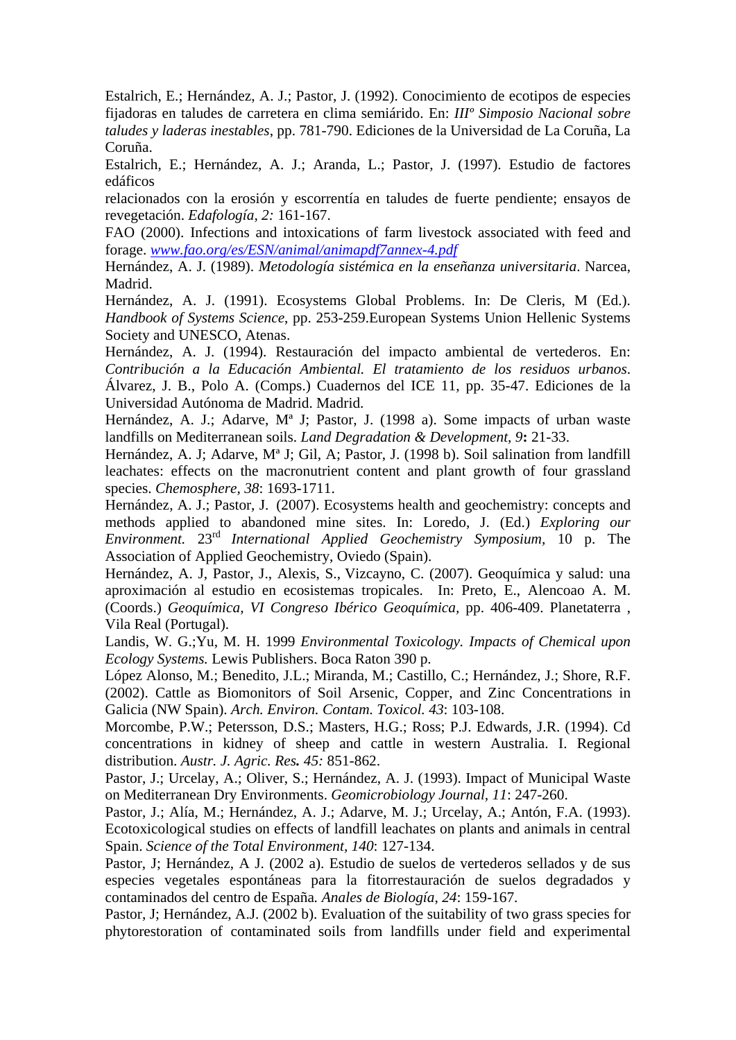Estalrich, E.; Hernández, A. J.; Pastor, J. (1992). Conocimiento de ecotipos de especies fijadoras en taludes de carretera en clima semiárido. En: *IIIº Simposio Nacional sobre taludes y laderas inestables*, pp. 781-790. Ediciones de la Universidad de La Coruña, La Coruña.

Estalrich, E.; Hernández, A. J.; Aranda, L.; Pastor, J. (1997). Estudio de factores edáficos relacionados con la erosión y escorrentía en taludes de fuerte pendiente; ensayos de revegetación. *Edafología, 2:* 161-167.

FAO (2000). Infections and intoxications of farm livestock associated with feed and forage. *www.fao.org/es/ESN/animal/animapdf7annex-4.pdf*

Hernández, A. J. (1989). *Metodología sistémica en la enseñanza universitaria*. Narcea, Madrid.

Hernández, A. J. (1991). Ecosystems Global Problems. In: De Cleris, M (Ed.). *Handbook of Systems Science*, pp. 253-259.European Systems Union Hellenic Systems Society and UNESCO, Atenas.

Hernández, A. J. (1994). Restauración del impacto ambiental de vertederos. En: *Contribución a la Educación Ambiental. El tratamiento de los residuos urbanos*. Álvarez, J. B., Polo A. (Comps.) Cuadernos del ICE 11, pp. 35-47. Ediciones de la Universidad Autónoma de Madrid. Madrid.

Hernández, A. J.; Adarve, Mª J; Pastor, J. (1998 a). Some impacts of urban waste landfills on Mediterranean soils. *Land Degradation & Development, 9***:** 21-33.

Hernández, A. J; Adarve, Mª J; Gil, A; Pastor, J. (1998 b). Soil salination from landfill leachates: effects on the macronutrient content and plant growth of four grassland species. *Chemosphere, 38*: 1693-1711.

Hernández, A. J.; Pastor, J. (2007). Ecosystems health and geochemistry: concepts and methods applied to abandoned mine sites. In: Loredo, J. (Ed.) *Exploring our Environment.* 23rd *International Applied Geochemistry Symposium*, 10 p. The Association of Applied Geochemistry, Oviedo (Spain).

Hernández, A. J, Pastor, J., Alexis, S., Vizcayno, C. (2007). Geoquímica y salud: una aproximación al estudio en ecosistemas tropicales. In: Preto, E., Alencoao A. M. (Coords.) *Geoquímica, VI Congreso Ibérico Geoquímica*, pp. 406-409. Planetaterra , Vila Real (Portugal).

Landis, W. G.;Yu, M. H. 1999 *Environmental Toxicology. Impacts of Chemical upon Ecology Systems.* Lewis Publishers. Boca Raton 390 p.

López Alonso, M.; Benedito, J.L.; Miranda, M.; Castillo, C.; Hernández, J.; Shore, R.F. (2002). Cattle as Biomonitors of Soil Arsenic, Copper, and Zinc Concentrations in Galicia (NW Spain). *Arch. Environ. Contam. Toxicol. 43*: 103-108.

Morcombe, P.W.; Petersson, D.S.; Masters, H.G.; Ross; P.J. Edwards, J.R. (1994). Cd concentrations in kidney of sheep and cattle in western Australia. I. Regional distribution. *Austr. J. Agric. Res. 45:* 851-862.

Pastor, J.; Urcelay, A.; Oliver, S.; Hernández, A. J. (1993). Impact of Municipal Waste on Mediterranean Dry Environments. *Geomicrobiology Journal, 11*: 247-260.

Pastor, J.; Alía, M.; Hernández, A. J.; Adarve, M. J.; Urcelay, A.; Antón, F.A. (1993). Ecotoxicological studies on effects of landfill leachates on plants and animals in central Spain. *Science of the Total Environment, 140*: 127-134.

Pastor, J; Hernández, A J. (2002 a). Estudio de suelos de vertederos sellados y de sus especies vegetales espontáneas para la fitorrestauración de suelos degradados y contaminados del centro de España*. Anales de Biología, 24*: 159-167.

Pastor, J; Hernández, A.J. (2002 b). Evaluation of the suitability of two grass species for phytorestoration of contaminated soils from landfills under field and experimental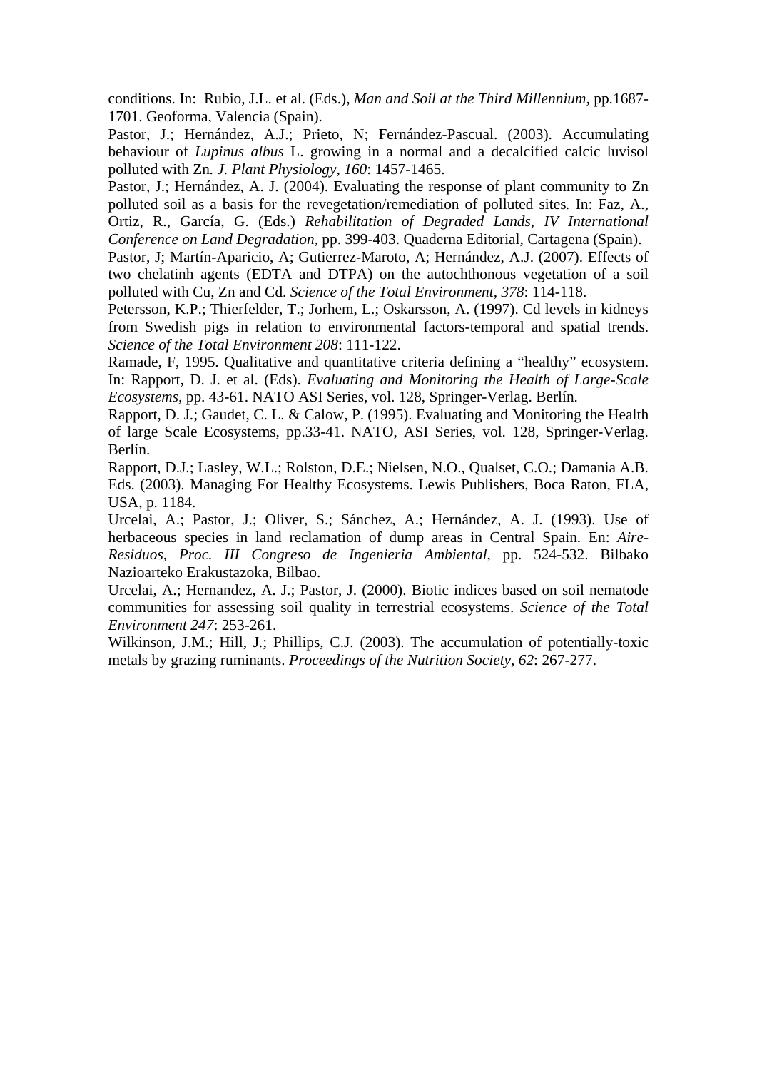conditions. In: Rubio, J.L. et al. (Eds.), *Man and Soil at the Third Millennium*, pp.1687-1701. Geoforma, Valencia (Spain).

Pastor, J.; Hernández, A.J.; Prieto, N; Fernández-Pascual. (2003). Accumulating behaviour of *Lupinus albus* L. growing in a normal and a decalcified calcic luvisol polluted with Zn. *J. Plant Physiology, 160*: 1457-1465.

Pastor, J.; Hernández, A. J. (2004). Evaluating the response of plant community to Zn polluted soil as a basis for the revegetation/remediation of polluted sites. In: Faz, A., Ortiz, R., García, G. (Eds.) *Rehabilitation of Degraded Lands, IV International Conference on Land Degradation*, pp. 399-403. Quaderna Editorial, Cartagena (Spain).

Pastor, J; Martín-Aparicio, A; Gutierrez-Maroto, A; Hernández, A.J. (2007). Effects of two chelatinh agents (EDTA and DTPA) on the autochthonous vegetation of a soil polluted with Cu, Zn and Cd. *Science of the Total Environment, 378*: 114-118.

Petersson, K.P.; Thierfelder, T.; Jorhem, L.; Oskarsson, A. (1997). Cd levels in kidneys from Swedish pigs in relation to environmental factors-temporal and spatial trends. *Science of the Total Environment 208*: 111-122.

Ramade, F, 1995. Qualitative and quantitative criteria defining a "healthy" ecosystem. In: Rapport, D. J. et al. (Eds). *Evaluating and Monitoring the Health of Large-Scale Ecosystems*, pp. 43-61. NATO ASI Series, vol. 128, Springer-Verlag. Berlín.

Rapport, D. J.; Gaudet, C. L. & Calow, P. (1995). Evaluating and Monitoring the Health of large Scale Ecosystems, pp.33-41. NATO, ASI Series, vol. 128, Springer-Verlag. Berlín.

Rapport, D.J.; Lasley, W.L.; Rolston, D.E.; Nielsen, N.O., Qualset, C.O.; Damania A.B. Eds. (2003). Managing For Healthy Ecosystems. Lewis Publishers, Boca Raton, FLA, USA, p. 1184.

Urcelai, A.; Pastor, J.; Oliver, S.; Sánchez, A.; Hernández, A. J. (1993). Use of herbaceous species in land reclamation of dump areas in Central Spain. En: *Aire-Residuos, Proc. III Congreso de Ingenieria Ambiental*, pp. 524-532. Bilbako Nazioarteko Erakustazoka, Bilbao.

Urcelai, A.; Hernandez, A. J.; Pastor, J. (2000). Biotic indices based on soil nematode communities for assessing soil quality in terrestrial ecosystems. *Science of the Total Environment 247*: 253-261.

Wilkinson, J.M.; Hill, J.; Phillips, C.J. (2003). The accumulation of potentially-toxic metals by grazing ruminants. *Proceedings of the Nutrition Society*, *62*: 267-277.